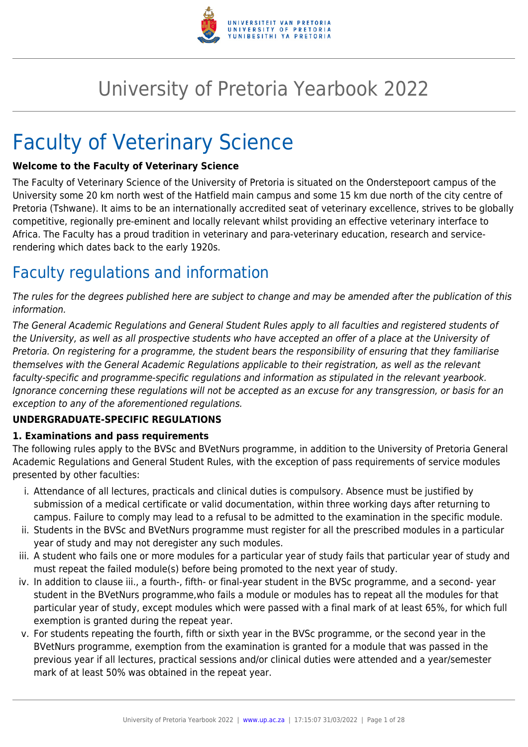# University of Pretoria Yearbook 2022

# Faculty of Veterinary Science

**Welcome to the Faculty of Veterinary Science**

The Faculty of Veterinary Science of the University of Pretoria is situated on the Onderstepoort campus of the University some 20 km north west of the Hatfield main campus and some 15 km due north of the city centre of Pretoria (Tshwane). It aims to be an internationally accredited seat of veterinary excellence, strives to be globally competitive, regionally pre-eminent and locally relevant whilst providing an effective veterinary interface to Africa. The Faculty has a proud tradition in veterinary and para-veterinary education, research and service-rendering which dates back to the early 1920s.

## Faculty regulations and information

*The rules for the degrees published here are subject to change and may be amended after the publication of this information.*

*The General Academic Regulations and General Student Rules apply to all faculties and registered students of the University, as well as all prospective students who have accepted an offer of a place at the University of Pretoria. On registering for a programme, the student bears the responsibility of ensuring that they familiarise themselves with the General Academic Regulations applicable to their registration, as well as the relevant faculty-specific and programme-specific regulations and information as stipulated in the relevant yearbook. Ignorance concerning these regulations will not be accepted as an excuse for any transgression, or basis for an exception to any of the aforementioned regulations.*

**UNDERGRADUATE-SPECIFIC REGULATIONS**

**1. Examinations and pass requirements**

The following rules apply to the BVSc and BVetNurs programme, in addition to the University of Pretoria General Academic Regulations and General Student Rules, with the exception of pass requirements of service modules presented by other faculties:

i. Attendance of all lectures, practicals and clinical duties is compulsory. Absence must be justified by submission of a medical certificate or valid documentation, within three working days after returning to campus. Failure to comply may lead to a refusal to be admitted to the examination in the specific module.
ii. Students in the BVSc and BVetNurs programme must register for all the prescribed modules in a particular year of study and may not deregister any such modules.
iii. A student who fails one or more modules for a particular year of study fails that particular year of study and must repeat the failed module(s) before being promoted to the next year of study.
iv. In addition to clause iii., a fourth-, fifth- or final-year student in the BVSc programme, and a second- year student in the BVetNurs programme,who fails a module or modules has to repeat all the modules for that particular year of study, except modules which were passed with a final mark of at least 65%, for which full exemption is granted during the repeat year.
v. For students repeating the fourth, fifth or sixth year in the BVSc programme, or the second year in the BVetNurs programme, exemption from the examination is granted for a module that was passed in the previous year if all lectures, practical sessions and/or clinical duties were attended and a year/semester mark of at least 50% was obtained in the repeat year.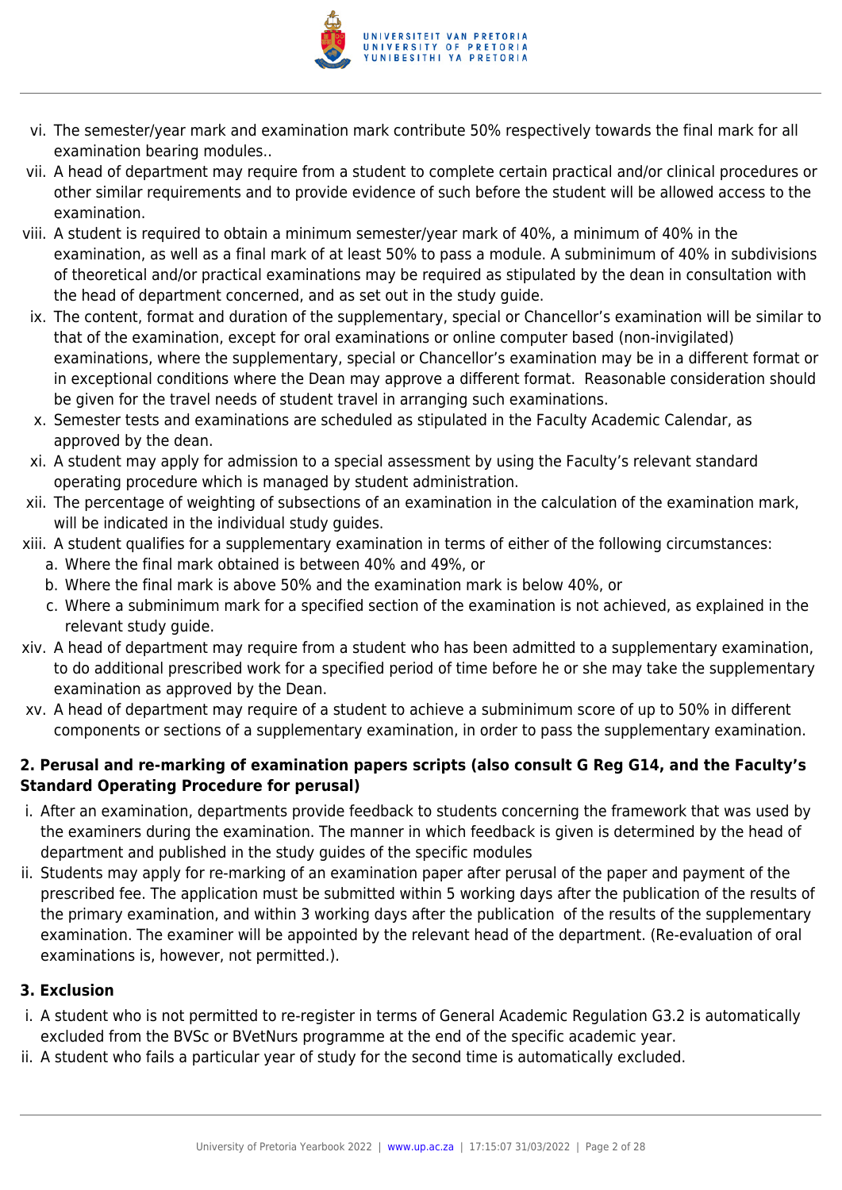vi. The semester/year mark and examination mark contribute 50% respectively towards the final mark for all examination bearing modules..
vii. A head of department may require from a student to complete certain practical and/or clinical procedures or other similar requirements and to provide evidence of such before the student will be allowed access to the examination.
viii. A student is required to obtain a minimum semester/year mark of 40%, a minimum of 40% in the examination, as well as a final mark of at least 50% to pass a module. A subminimum of 40% in subdivisions of theoretical and/or practical examinations may be required as stipulated by the dean in consultation with the head of department concerned, and as set out in the study guide.
ix. The content, format and duration of the supplementary, special or Chancellor's examination will be similar to that of the examination, except for oral examinations or online computer based (non-invigilated) examinations, where the supplementary, special or Chancellor's examination may be in a different format or in exceptional conditions where the Dean may approve a different format. Reasonable consideration should be given for the travel needs of student travel in arranging such examinations.
x. Semester tests and examinations are scheduled as stipulated in the Faculty Academic Calendar, as approved by the dean.
xi. A student may apply for admission to a special assessment by using the Faculty's relevant standard operating procedure which is managed by student administration.
xii. The percentage of weighting of subsections of an examination in the calculation of the examination mark, will be indicated in the individual study guides.
xiii. A student qualifies for a supplementary examination in terms of either of the following circumstances:
    a. Where the final mark obtained is between 40% and 49%, or
    b. Where the final mark is above 50% and the examination mark is below 40%, or
    c. Where a subminimum mark for a specified section of the examination is not achieved, as explained in the relevant study guide.
xiv. A head of department may require from a student who has been admitted to a supplementary examination, to do additional prescribed work for a specified period of time before he or she may take the supplementary examination as approved by the Dean.
xv. A head of department may require of a student to achieve a subminimum score of up to 50% in different components or sections of a supplementary examination, in order to pass the supplementary examination.

**2. Perusal and re-marking of examination papers scripts (also consult G Reg G14, and the Faculty's Standard Operating Procedure for perusal)**

i. After an examination, departments provide feedback to students concerning the framework that was used by the examiners during the examination. The manner in which feedback is given is determined by the head of department and published in the study guides of the specific modules
ii. Students may apply for re-marking of an examination paper after perusal of the paper and payment of the prescribed fee. The application must be submitted within 5 working days after the publication of the results of the primary examination, and within 3 working days after the publication of the results of the supplementary examination. The examiner will be appointed by the relevant head of the department. (Re-evaluation of oral examinations is, however, not permitted.).

**3. Exclusion**

i. A student who is not permitted to re-register in terms of General Academic Regulation G3.2 is automatically excluded from the BVSc or BVetNurs programme at the end of the specific academic year.
ii. A student who fails a particular year of study for the second time is automatically excluded.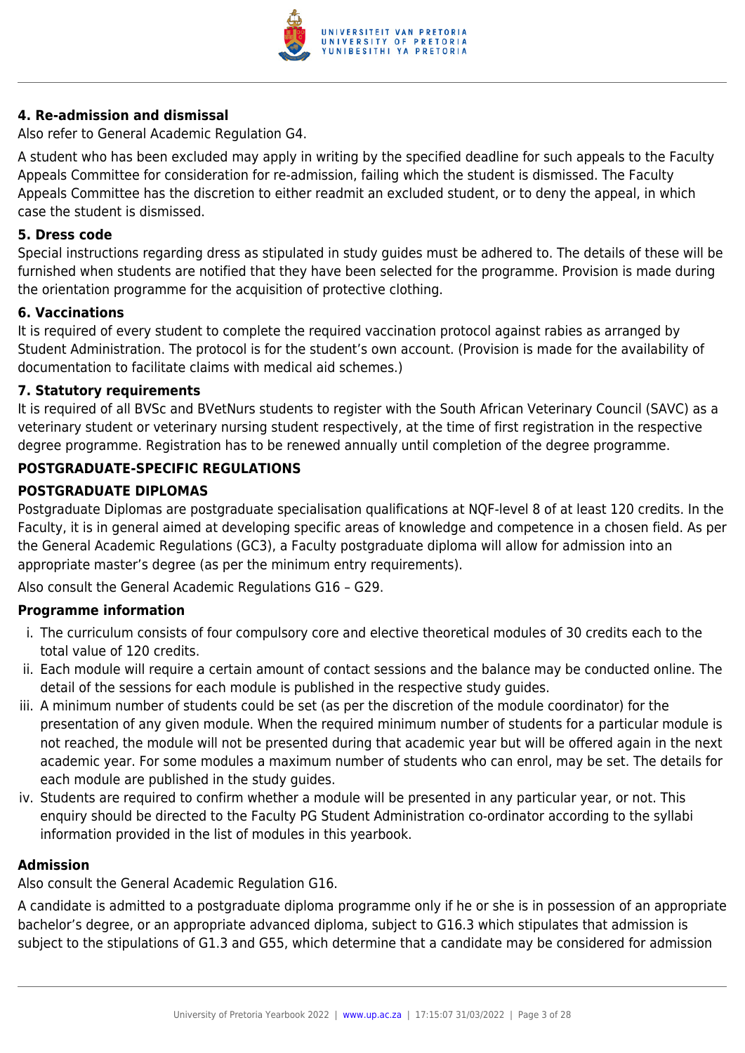#### 4. Re-admission and dismissal

Also refer to General Academic Regulation G4.

A student who has been excluded may apply in writing by the specified deadline for such appeals to the Faculty Appeals Committee for consideration for re-admission, failing which the student is dismissed. The Faculty Appeals Committee has the discretion to either readmit an excluded student, or to deny the appeal, in which case the student is dismissed.

#### 5. Dress code

Special instructions regarding dress as stipulated in study guides must be adhered to. The details of these will be furnished when students are notified that they have been selected for the programme. Provision is made during the orientation programme for the acquisition of protective clothing.

#### 6. Vaccinations

It is required of every student to complete the required vaccination protocol against rabies as arranged by Student Administration. The protocol is for the student's own account. (Provision is made for the availability of documentation to facilitate claims with medical aid schemes.)

#### 7. Statutory requirements

It is required of all BVSc and BVetNurs students to register with the South African Veterinary Council (SAVC) as a veterinary student or veterinary nursing student respectively, at the time of first registration in the respective degree programme. Registration has to be renewed annually until completion of the degree programme.

### POSTGRADUATE-SPECIFIC REGULATIONS

### POSTGRADUATE DIPLOMAS

Postgraduate Diplomas are postgraduate specialisation qualifications at NQF-level 8 of at least 120 credits. In the Faculty, it is in general aimed at developing specific areas of knowledge and competence in a chosen field. As per the General Academic Regulations (GC3), a Faculty postgraduate diploma will allow for admission into an appropriate master's degree (as per the minimum entry requirements).

Also consult the General Academic Regulations G16 – G29.

#### Programme information

i. The curriculum consists of four compulsory core and elective theoretical modules of 30 credits each to the total value of 120 credits.
ii. Each module will require a certain amount of contact sessions and the balance may be conducted online. The detail of the sessions for each module is published in the respective study guides.
iii. A minimum number of students could be set (as per the discretion of the module coordinator) for the presentation of any given module. When the required minimum number of students for a particular module is not reached, the module will not be presented during that academic year but will be offered again in the next academic year. For some modules a maximum number of students who can enrol, may be set. The details for each module are published in the study guides.
iv. Students are required to confirm whether a module will be presented in any particular year, or not. This enquiry should be directed to the Faculty PG Student Administration co-ordinator according to the syllabi information provided in the list of modules in this yearbook.

#### Admission

Also consult the General Academic Regulation G16.

A candidate is admitted to a postgraduate diploma programme only if he or she is in possession of an appropriate bachelor's degree, or an appropriate advanced diploma, subject to G16.3 which stipulates that admission is subject to the stipulations of G1.3 and G55, which determine that a candidate may be considered for admission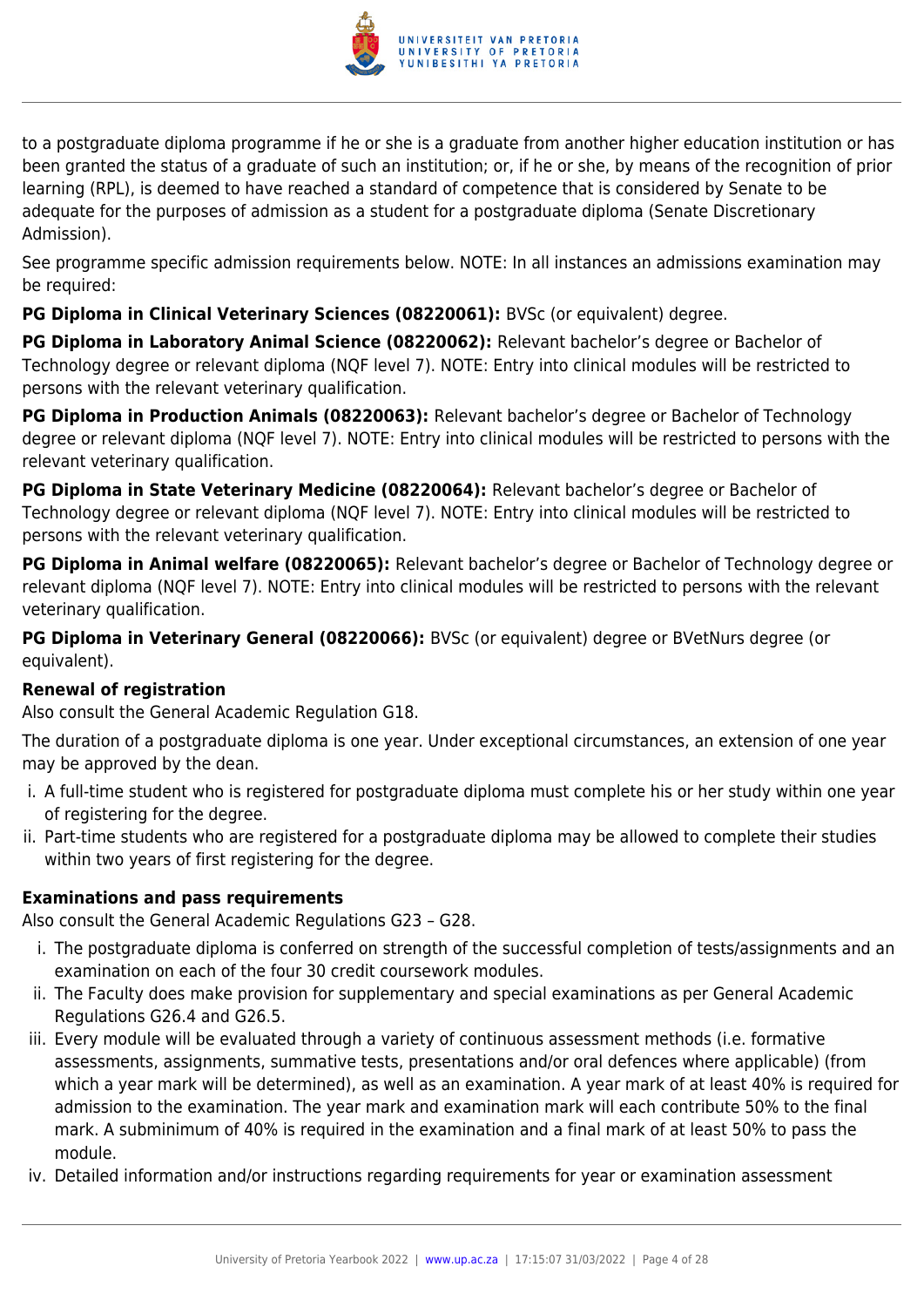to a postgraduate diploma programme if he or she is a graduate from another higher education institution or has been granted the status of a graduate of such an institution; or, if he or she, by means of the recognition of prior learning (RPL), is deemed to have reached a standard of competence that is considered by Senate to be adequate for the purposes of admission as a student for a postgraduate diploma (Senate Discretionary Admission).

See programme specific admission requirements below. NOTE: In all instances an admissions examination may be required:

**PG Diploma in Clinical Veterinary Sciences (08220061):** BVSc (or equivalent) degree.

**PG Diploma in Laboratory Animal Science (08220062):** Relevant bachelor's degree or Bachelor of Technology degree or relevant diploma (NQF level 7). NOTE: Entry into clinical modules will be restricted to persons with the relevant veterinary qualification.

**PG Diploma in Production Animals (08220063):** Relevant bachelor's degree or Bachelor of Technology degree or relevant diploma (NQF level 7). NOTE: Entry into clinical modules will be restricted to persons with the relevant veterinary qualification.

**PG Diploma in State Veterinary Medicine (08220064):** Relevant bachelor's degree or Bachelor of Technology degree or relevant diploma (NQF level 7). NOTE: Entry into clinical modules will be restricted to persons with the relevant veterinary qualification.

**PG Diploma in Animal welfare (08220065):** Relevant bachelor's degree or Bachelor of Technology degree or relevant diploma (NQF level 7). NOTE: Entry into clinical modules will be restricted to persons with the relevant veterinary qualification.

**PG Diploma in Veterinary General (08220066):** BVSc (or equivalent) degree or BVetNurs degree (or equivalent).

**Renewal of registration**

Also consult the General Academic Regulation G18.

The duration of a postgraduate diploma is one year. Under exceptional circumstances, an extension of one year may be approved by the dean.

i. A full-time student who is registered for postgraduate diploma must complete his or her study within one year of registering for the degree.
ii. Part-time students who are registered for a postgraduate diploma may be allowed to complete their studies within two years of first registering for the degree.

**Examinations and pass requirements**

Also consult the General Academic Regulations G23 – G28.

i. The postgraduate diploma is conferred on strength of the successful completion of tests/assignments and an examination on each of the four 30 credit coursework modules.
ii. The Faculty does make provision for supplementary and special examinations as per General Academic Regulations G26.4 and G26.5.
iii. Every module will be evaluated through a variety of continuous assessment methods (i.e. formative assessments, assignments, summative tests, presentations and/or oral defences where applicable) (from which a year mark will be determined), as well as an examination. A year mark of at least 40% is required for admission to the examination. The year mark and examination mark will each contribute 50% to the final mark. A subminimum of 40% is required in the examination and a final mark of at least 50% to pass the module.
iv. Detailed information and/or instructions regarding requirements for year or examination assessment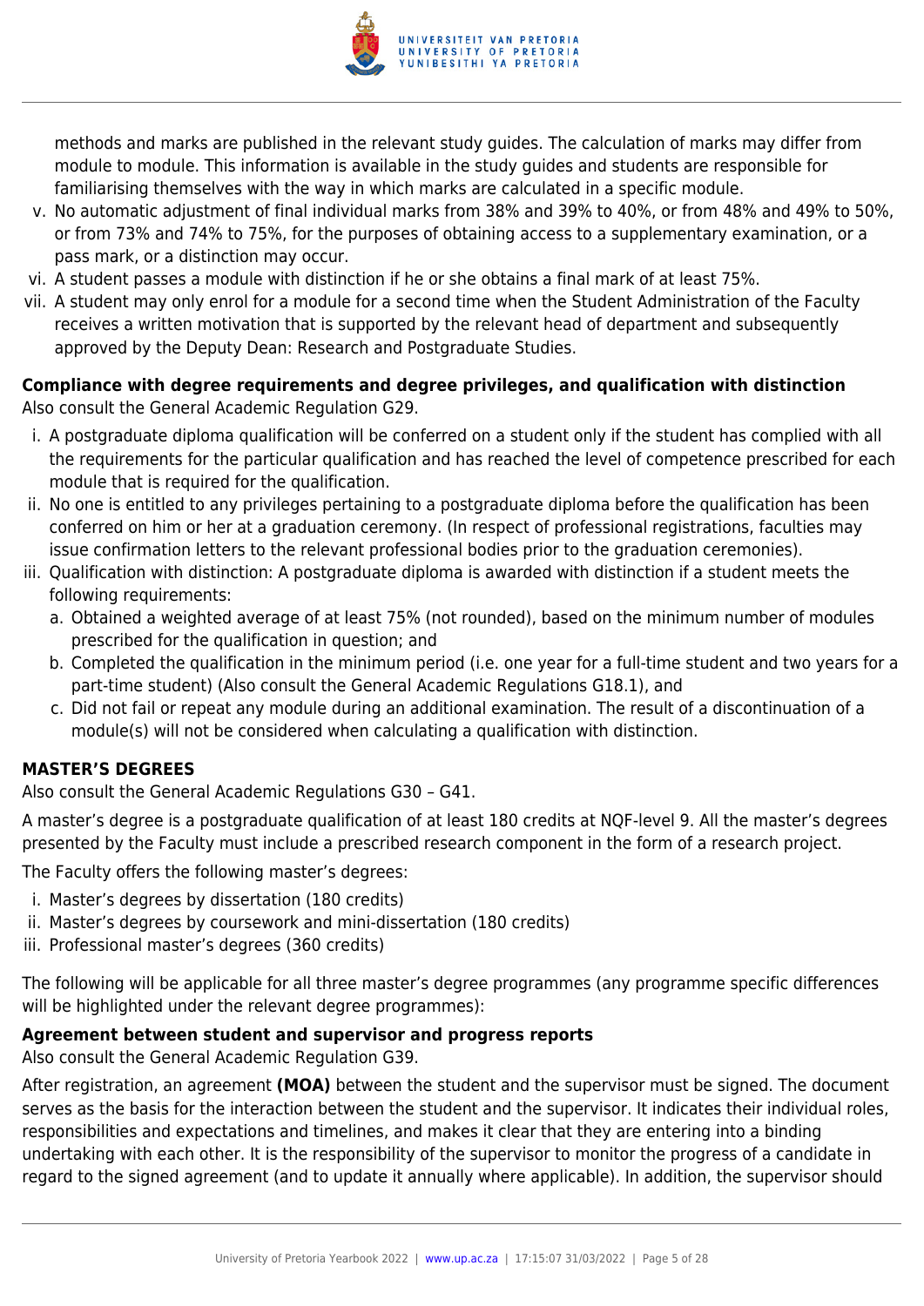methods and marks are published in the relevant study guides. The calculation of marks may differ from module to module. This information is available in the study guides and students are responsible for familiarising themselves with the way in which marks are calculated in a specific module.

v. No automatic adjustment of final individual marks from 38% and 39% to 40%, or from 48% and 49% to 50%, or from 73% and 74% to 75%, for the purposes of obtaining access to a supplementary examination, or a pass mark, or a distinction may occur.
vi. A student passes a module with distinction if he or she obtains a final mark of at least 75%.
vii. A student may only enrol for a module for a second time when the Student Administration of the Faculty receives a written motivation that is supported by the relevant head of department and subsequently approved by the Deputy Dean: Research and Postgraduate Studies.

**Compliance with degree requirements and degree privileges, and qualification with distinction**
Also consult the General Academic Regulation G29.

i. A postgraduate diploma qualification will be conferred on a student only if the student has complied with all the requirements for the particular qualification and has reached the level of competence prescribed for each module that is required for the qualification.
ii. No one is entitled to any privileges pertaining to a postgraduate diploma before the qualification has been conferred on him or her at a graduation ceremony. (In respect of professional registrations, faculties may issue confirmation letters to the relevant professional bodies prior to the graduation ceremonies).
iii. Qualification with distinction: A postgraduate diploma is awarded with distinction if a student meets the following requirements:
    a. Obtained a weighted average of at least 75% (not rounded), based on the minimum number of modules prescribed for the qualification in question; and
    b. Completed the qualification in the minimum period (i.e. one year for a full-time student and two years for a part-time student) (Also consult the General Academic Regulations G18.1), and
    c. Did not fail or repeat any module during an additional examination. The result of a discontinuation of a module(s) will not be considered when calculating a qualification with distinction.

**MASTER'S DEGREES**

Also consult the General Academic Regulations G30 – G41.

A master's degree is a postgraduate qualification of at least 180 credits at NQF-level 9. All the master's degrees presented by the Faculty must include a prescribed research component in the form of a research project.

The Faculty offers the following master's degrees:

i. Master's degrees by dissertation (180 credits)
ii. Master's degrees by coursework and mini-dissertation (180 credits)
iii. Professional master's degrees (360 credits)

The following will be applicable for all three master's degree programmes (any programme specific differences will be highlighted under the relevant degree programmes):

**Agreement between student and supervisor and progress reports**
Also consult the General Academic Regulation G39.

After registration, an agreement **(MOA)** between the student and the supervisor must be signed. The document serves as the basis for the interaction between the student and the supervisor. It indicates their individual roles, responsibilities and expectations and timelines, and makes it clear that they are entering into a binding undertaking with each other. It is the responsibility of the supervisor to monitor the progress of a candidate in regard to the signed agreement (and to update it annually where applicable). In addition, the supervisor should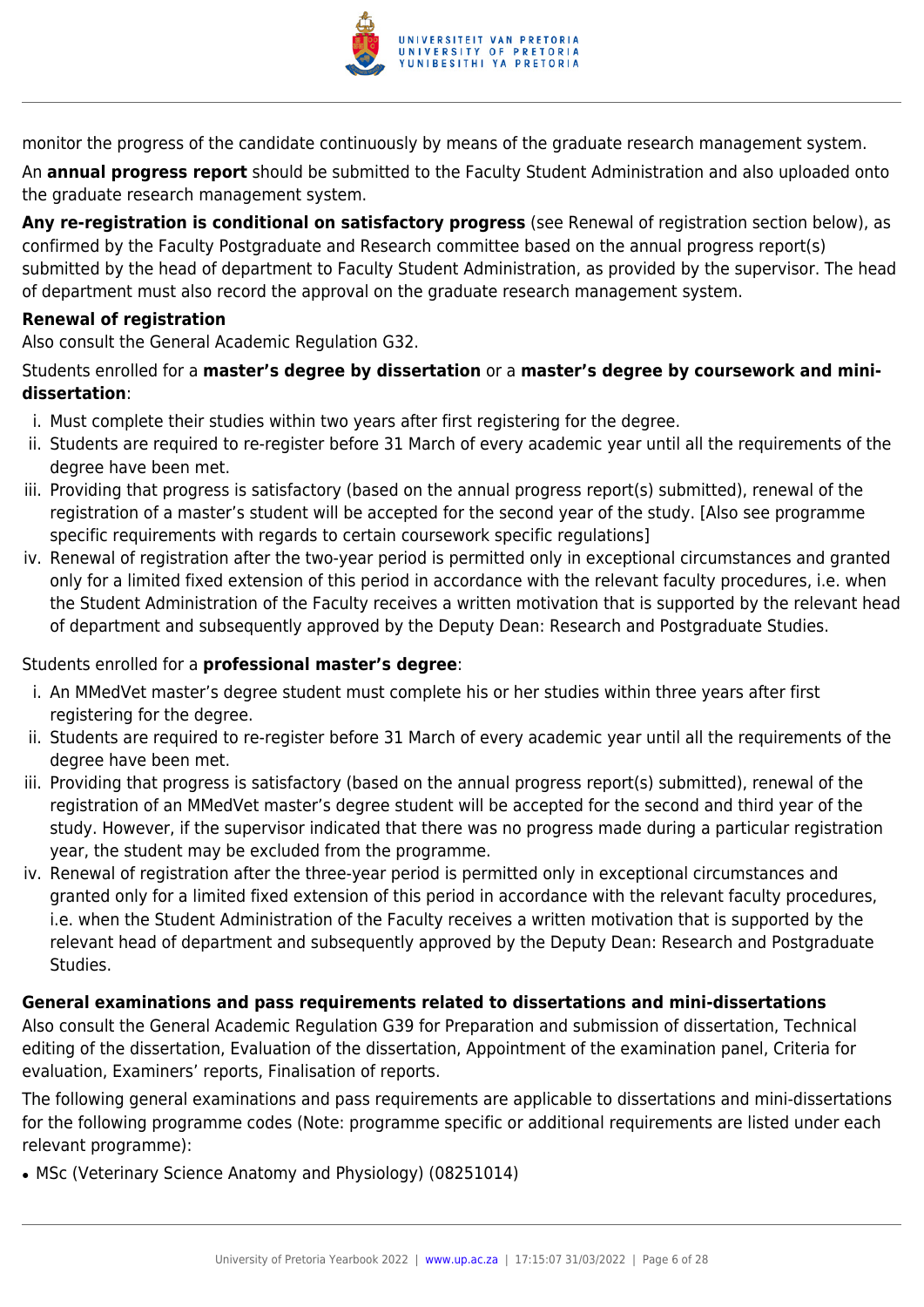monitor the progress of the candidate continuously by means of the graduate research management system.

An **annual progress report** should be submitted to the Faculty Student Administration and also uploaded onto the graduate research management system.

**Any re-registration is conditional on satisfactory progress** (see Renewal of registration section below), as confirmed by the Faculty Postgraduate and Research committee based on the annual progress report(s) submitted by the head of department to Faculty Student Administration, as provided by the supervisor. The head of department must also record the approval on the graduate research management system.

**Renewal of registration**

Also consult the General Academic Regulation G32.

Students enrolled for a **master's degree by dissertation** or a **master's degree by coursework and mini-dissertation**:

i. Must complete their studies within two years after first registering for the degree.
ii. Students are required to re-register before 31 March of every academic year until all the requirements of the degree have been met.
iii. Providing that progress is satisfactory (based on the annual progress report(s) submitted), renewal of the registration of a master's student will be accepted for the second year of the study. [Also see programme specific requirements with regards to certain coursework specific regulations]
iv. Renewal of registration after the two-year period is permitted only in exceptional circumstances and granted only for a limited fixed extension of this period in accordance with the relevant faculty procedures, i.e. when the Student Administration of the Faculty receives a written motivation that is supported by the relevant head of department and subsequently approved by the Deputy Dean: Research and Postgraduate Studies.

Students enrolled for a **professional master's degree**:

i. An MMedVet master's degree student must complete his or her studies within three years after first registering for the degree.
ii. Students are required to re-register before 31 March of every academic year until all the requirements of the degree have been met.
iii. Providing that progress is satisfactory (based on the annual progress report(s) submitted), renewal of the registration of an MMedVet master's degree student will be accepted for the second and third year of the study. However, if the supervisor indicated that there was no progress made during a particular registration year, the student may be excluded from the programme.
iv. Renewal of registration after the three-year period is permitted only in exceptional circumstances and granted only for a limited fixed extension of this period in accordance with the relevant faculty procedures, i.e. when the Student Administration of the Faculty receives a written motivation that is supported by the relevant head of department and subsequently approved by the Deputy Dean: Research and Postgraduate Studies.

**General examinations and pass requirements related to dissertations and mini-dissertations**

Also consult the General Academic Regulation G39 for Preparation and submission of dissertation, Technical editing of the dissertation, Evaluation of the dissertation, Appointment of the examination panel, Criteria for evaluation, Examiners' reports, Finalisation of reports.

The following general examinations and pass requirements are applicable to dissertations and mini-dissertations for the following programme codes (Note: programme specific or additional requirements are listed under each relevant programme):

- MSc (Veterinary Science Anatomy and Physiology) (08251014)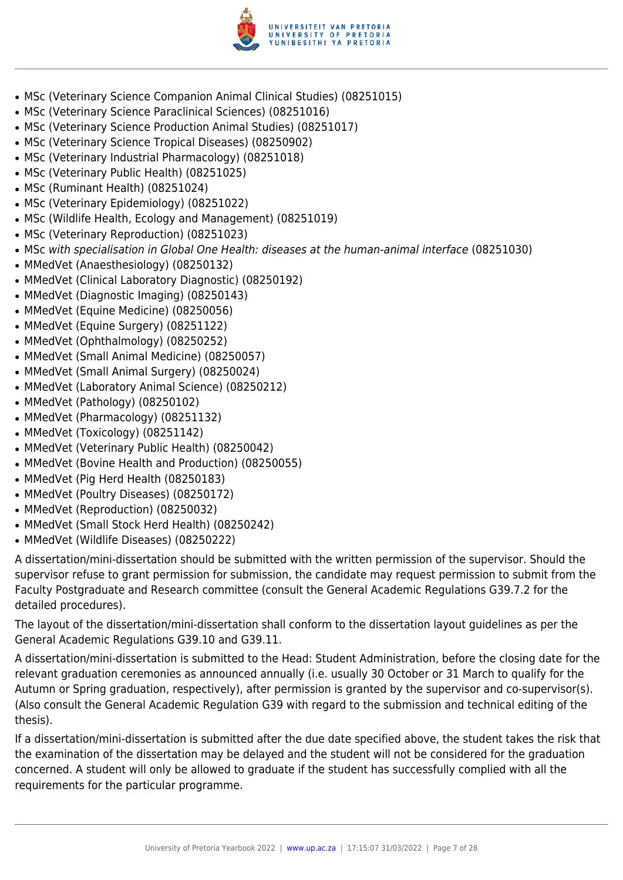- MSc (Veterinary Science Companion Animal Clinical Studies) (08251015)
- MSc (Veterinary Science Paraclinical Sciences) (08251016)
- MSc (Veterinary Science Production Animal Studies) (08251017)
- MSc (Veterinary Science Tropical Diseases) (08250902)
- MSc (Veterinary Industrial Pharmacology) (08251018)
- MSc (Veterinary Public Health) (08251025)
- MSc (Ruminant Health) (08251024)
- MSc (Veterinary Epidemiology) (08251022)
- MSc (Wildlife Health, Ecology and Management) (08251019)
- MSc (Veterinary Reproduction) (08251023)
- MSc *with specialisation in Global One Health: diseases at the human-animal interface* (08251030)
- MMedVet (Anaesthesiology) (08250132)
- MMedVet (Clinical Laboratory Diagnostic) (08250192)
- MMedVet (Diagnostic Imaging) (08250143)
- MMedVet (Equine Medicine) (08250056)
- MMedVet (Equine Surgery) (08251122)
- MMedVet (Ophthalmology) (08250252)
- MMedVet (Small Animal Medicine) (08250057)
- MMedVet (Small Animal Surgery) (08250024)
- MMedVet (Laboratory Animal Science) (08250212)
- MMedVet (Pathology) (08250102)
- MMedVet (Pharmacology) (08251132)
- MMedVet (Toxicology) (08251142)
- MMedVet (Veterinary Public Health) (08250042)
- MMedVet (Bovine Health and Production) (08250055)
- MMedVet (Pig Herd Health (08250183)
- MMedVet (Poultry Diseases) (08250172)
- MMedVet (Reproduction) (08250032)
- MMedVet (Small Stock Herd Health) (08250242)
- MMedVet (Wildlife Diseases) (08250222)

A dissertation/mini-dissertation should be submitted with the written permission of the supervisor. Should the supervisor refuse to grant permission for submission, the candidate may request permission to submit from the Faculty Postgraduate and Research committee (consult the General Academic Regulations G39.7.2 for the detailed procedures).

The layout of the dissertation/mini-dissertation shall conform to the dissertation layout guidelines as per the General Academic Regulations G39.10 and G39.11.

A dissertation/mini-dissertation is submitted to the Head: Student Administration, before the closing date for the relevant graduation ceremonies as announced annually (i.e. usually 30 October or 31 March to qualify for the Autumn or Spring graduation, respectively), after permission is granted by the supervisor and co-supervisor(s). (Also consult the General Academic Regulation G39 with regard to the submission and technical editing of the thesis).

If a dissertation/mini-dissertation is submitted after the due date specified above, the student takes the risk that the examination of the dissertation may be delayed and the student will not be considered for the graduation concerned. A student will only be allowed to graduate if the student has successfully complied with all the requirements for the particular programme.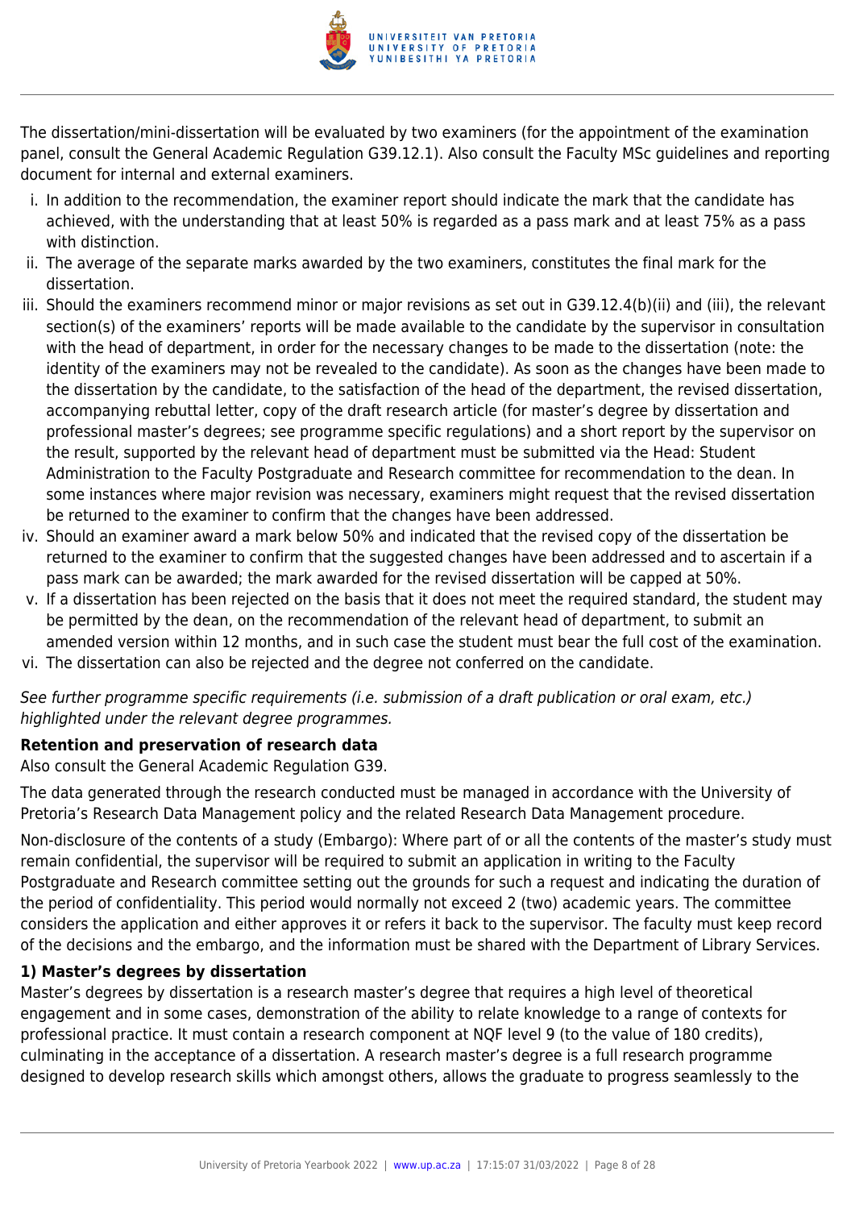The dissertation/mini-dissertation will be evaluated by two examiners (for the appointment of the examination panel, consult the General Academic Regulation G39.12.1). Also consult the Faculty MSc guidelines and reporting document for internal and external examiners.

i. In addition to the recommendation, the examiner report should indicate the mark that the candidate has achieved, with the understanding that at least 50% is regarded as a pass mark and at least 75% as a pass with distinction.
ii. The average of the separate marks awarded by the two examiners, constitutes the final mark for the dissertation.
iii. Should the examiners recommend minor or major revisions as set out in G39.12.4(b)(ii) and (iii), the relevant section(s) of the examiners' reports will be made available to the candidate by the supervisor in consultation with the head of department, in order for the necessary changes to be made to the dissertation (note: the identity of the examiners may not be revealed to the candidate). As soon as the changes have been made to the dissertation by the candidate, to the satisfaction of the head of the department, the revised dissertation, accompanying rebuttal letter, copy of the draft research article (for master's degree by dissertation and professional master's degrees; see programme specific regulations) and a short report by the supervisor on the result, supported by the relevant head of department must be submitted via the Head: Student Administration to the Faculty Postgraduate and Research committee for recommendation to the dean. In some instances where major revision was necessary, examiners might request that the revised dissertation be returned to the examiner to confirm that the changes have been addressed.
iv. Should an examiner award a mark below 50% and indicated that the revised copy of the dissertation be returned to the examiner to confirm that the suggested changes have been addressed and to ascertain if a pass mark can be awarded; the mark awarded for the revised dissertation will be capped at 50%.
v. If a dissertation has been rejected on the basis that it does not meet the required standard, the student may be permitted by the dean, on the recommendation of the relevant head of department, to submit an amended version within 12 months, and in such case the student must bear the full cost of the examination.
vi. The dissertation can also be rejected and the degree not conferred on the candidate.

*See further programme specific requirements (i.e. submission of a draft publication or oral exam, etc.) highlighted under the relevant degree programmes.*

**Retention and preservation of research data**

Also consult the General Academic Regulation G39.

The data generated through the research conducted must be managed in accordance with the University of Pretoria's Research Data Management policy and the related Research Data Management procedure.

Non-disclosure of the contents of a study (Embargo): Where part of or all the contents of the master's study must remain confidential, the supervisor will be required to submit an application in writing to the Faculty Postgraduate and Research committee setting out the grounds for such a request and indicating the duration of the period of confidentiality. This period would normally not exceed 2 (two) academic years. The committee considers the application and either approves it or refers it back to the supervisor. The faculty must keep record of the decisions and the embargo, and the information must be shared with the Department of Library Services.

**1) Master's degrees by dissertation**

Master's degrees by dissertation is a research master's degree that requires a high level of theoretical engagement and in some cases, demonstration of the ability to relate knowledge to a range of contexts for professional practice. It must contain a research component at NQF level 9 (to the value of 180 credits), culminating in the acceptance of a dissertation. A research master's degree is a full research programme designed to develop research skills which amongst others, allows the graduate to progress seamlessly to the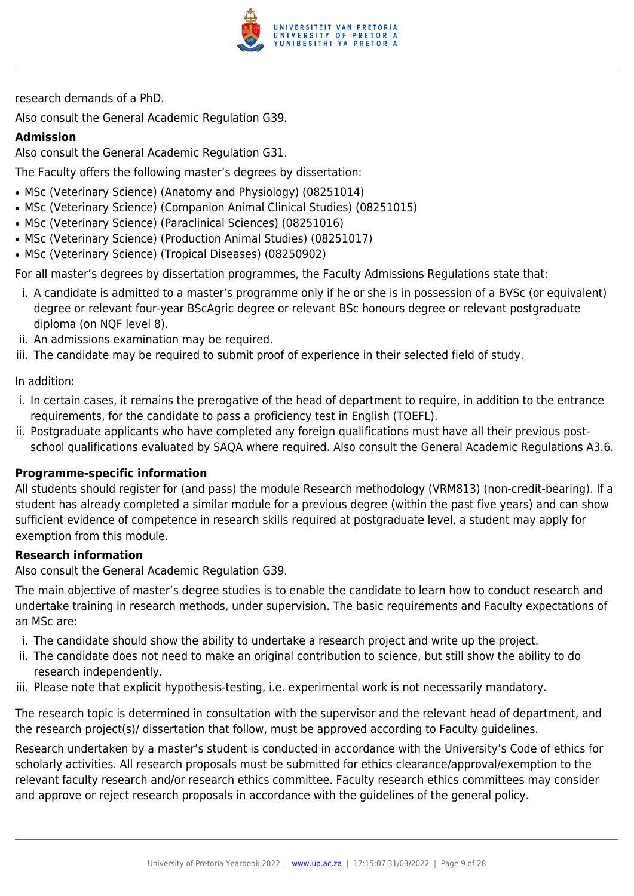research demands of a PhD.

Also consult the General Academic Regulation G39.

**Admission**

Also consult the General Academic Regulation G31.

The Faculty offers the following master's degrees by dissertation:

- MSc (Veterinary Science) (Anatomy and Physiology) (08251014)
- MSc (Veterinary Science) (Companion Animal Clinical Studies) (08251015)
- MSc (Veterinary Science) (Paraclinical Sciences) (08251016)
- MSc (Veterinary Science) (Production Animal Studies) (08251017)
- MSc (Veterinary Science) (Tropical Diseases) (08250902)

For all master's degrees by dissertation programmes, the Faculty Admissions Regulations state that:

i. A candidate is admitted to a master's programme only if he or she is in possession of a BVSc (or equivalent) degree or relevant four-year BScAgric degree or relevant BSc honours degree or relevant postgraduate diploma (on NQF level 8).
ii. An admissions examination may be required.
iii. The candidate may be required to submit proof of experience in their selected field of study.

In addition:

i. In certain cases, it remains the prerogative of the head of department to require, in addition to the entrance requirements, for the candidate to pass a proficiency test in English (TOEFL).
ii. Postgraduate applicants who have completed any foreign qualifications must have all their previous post-school qualifications evaluated by SAQA where required. Also consult the General Academic Regulations A3.6.

**Programme-specific information**

All students should register for (and pass) the module Research methodology (VRM813) (non-credit-bearing). If a student has already completed a similar module for a previous degree (within the past five years) and can show sufficient evidence of competence in research skills required at postgraduate level, a student may apply for exemption from this module.

**Research information**

Also consult the General Academic Regulation G39.

The main objective of master's degree studies is to enable the candidate to learn how to conduct research and undertake training in research methods, under supervision. The basic requirements and Faculty expectations of an MSc are:

i. The candidate should show the ability to undertake a research project and write up the project.
ii. The candidate does not need to make an original contribution to science, but still show the ability to do research independently.
iii. Please note that explicit hypothesis-testing, i.e. experimental work is not necessarily mandatory.

The research topic is determined in consultation with the supervisor and the relevant head of department, and the research project(s)/ dissertation that follow, must be approved according to Faculty guidelines.

Research undertaken by a master's student is conducted in accordance with the University's Code of ethics for scholarly activities. All research proposals must be submitted for ethics clearance/approval/exemption to the relevant faculty research and/or research ethics committee. Faculty research ethics committees may consider and approve or reject research proposals in accordance with the guidelines of the general policy.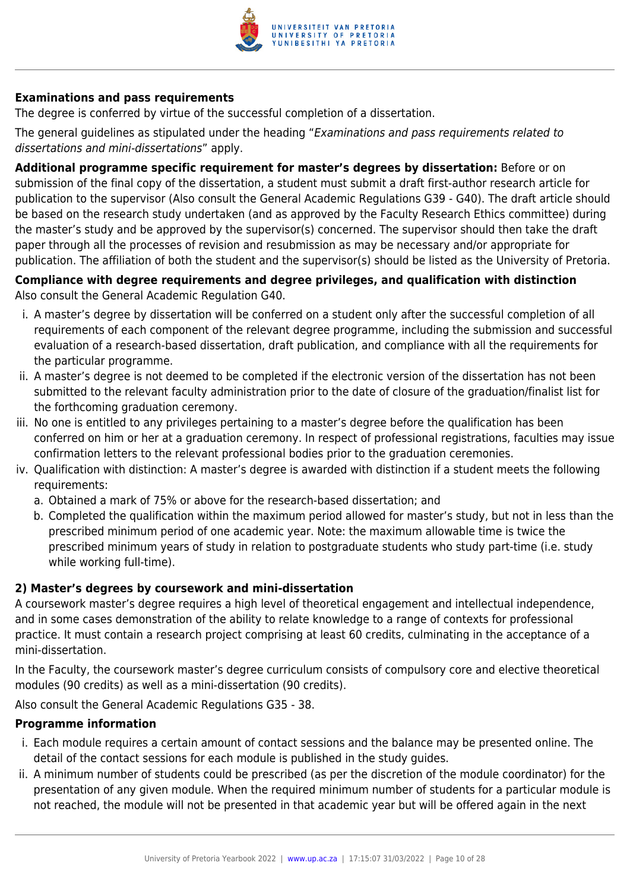**Examinations and pass requirements**

The degree is conferred by virtue of the successful completion of a dissertation.

The general guidelines as stipulated under the heading "*Examinations and pass requirements related to dissertations and mini-dissertations*" apply.

**Additional programme specific requirement for master's degrees by dissertation:** Before or on submission of the final copy of the dissertation, a student must submit a draft first-author research article for publication to the supervisor (Also consult the General Academic Regulations G39 - G40). The draft article should be based on the research study undertaken (and as approved by the Faculty Research Ethics committee) during the master's study and be approved by the supervisor(s) concerned. The supervisor should then take the draft paper through all the processes of revision and resubmission as may be necessary and/or appropriate for publication. The affiliation of both the student and the supervisor(s) should be listed as the University of Pretoria.

**Compliance with degree requirements and degree privileges, and qualification with distinction**

Also consult the General Academic Regulation G40.

i. A master's degree by dissertation will be conferred on a student only after the successful completion of all requirements of each component of the relevant degree programme, including the submission and successful evaluation of a research-based dissertation, draft publication, and compliance with all the requirements for the particular programme.
ii. A master's degree is not deemed to be completed if the electronic version of the dissertation has not been submitted to the relevant faculty administration prior to the date of closure of the graduation/finalist list for the forthcoming graduation ceremony.
iii. No one is entitled to any privileges pertaining to a master's degree before the qualification has been conferred on him or her at a graduation ceremony. In respect of professional registrations, faculties may issue confirmation letters to the relevant professional bodies prior to the graduation ceremonies.
iv. Qualification with distinction: A master's degree is awarded with distinction if a student meets the following requirements:
   a. Obtained a mark of 75% or above for the research-based dissertation; and
   b. Completed the qualification within the maximum period allowed for master's study, but not in less than the prescribed minimum period of one academic year. Note: the maximum allowable time is twice the prescribed minimum years of study in relation to postgraduate students who study part-time (i.e. study while working full-time).

**2) Master's degrees by coursework and mini-dissertation**

A coursework master's degree requires a high level of theoretical engagement and intellectual independence, and in some cases demonstration of the ability to relate knowledge to a range of contexts for professional practice. It must contain a research project comprising at least 60 credits, culminating in the acceptance of a mini-dissertation.

In the Faculty, the coursework master's degree curriculum consists of compulsory core and elective theoretical modules (90 credits) as well as a mini-dissertation (90 credits).

Also consult the General Academic Regulations G35 - 38.

**Programme information**

i. Each module requires a certain amount of contact sessions and the balance may be presented online. The detail of the contact sessions for each module is published in the study guides.
ii. A minimum number of students could be prescribed (as per the discretion of the module coordinator) for the presentation of any given module. When the required minimum number of students for a particular module is not reached, the module will not be presented in that academic year but will be offered again in the next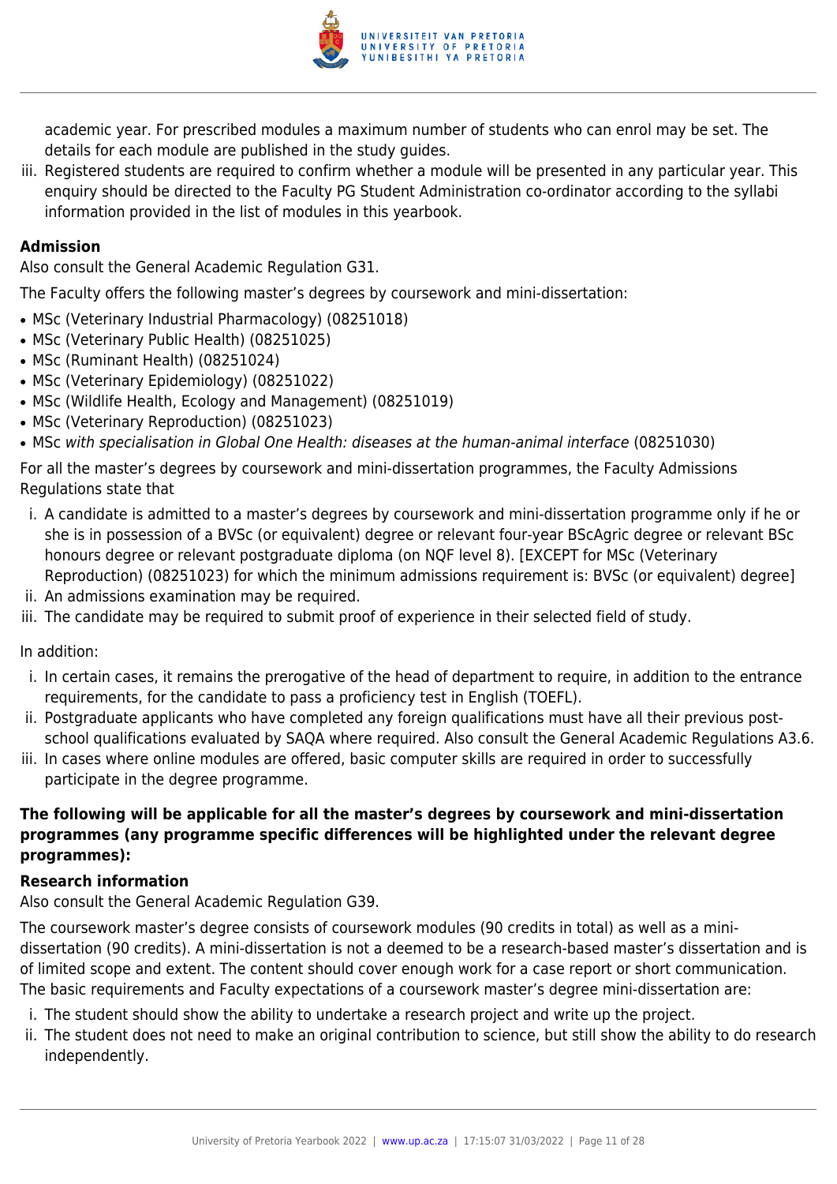academic year. For prescribed modules a maximum number of students who can enrol may be set. The details for each module are published in the study guides.

iii. Registered students are required to confirm whether a module will be presented in any particular year. This enquiry should be directed to the Faculty PG Student Administration co-ordinator according to the syllabi information provided in the list of modules in this yearbook.

**Admission**

Also consult the General Academic Regulation G31.

The Faculty offers the following master's degrees by coursework and mini-dissertation:

- MSc (Veterinary Industrial Pharmacology) (08251018)
- MSc (Veterinary Public Health) (08251025)
- MSc (Ruminant Health) (08251024)
- MSc (Veterinary Epidemiology) (08251022)
- MSc (Wildlife Health, Ecology and Management) (08251019)
- MSc (Veterinary Reproduction) (08251023)
- MSc *with specialisation in Global One Health: diseases at the human-animal interface* (08251030)

For all the master's degrees by coursework and mini-dissertation programmes, the Faculty Admissions Regulations state that

i. A candidate is admitted to a master's degrees by coursework and mini-dissertation programme only if he or she is in possession of a BVSc (or equivalent) degree or relevant four-year BScAgric degree or relevant BSc honours degree or relevant postgraduate diploma (on NQF level 8). [EXCEPT for MSc (Veterinary Reproduction) (08251023) for which the minimum admissions requirement is: BVSc (or equivalent) degree]
ii. An admissions examination may be required.
iii. The candidate may be required to submit proof of experience in their selected field of study.

In addition:

i. In certain cases, it remains the prerogative of the head of department to require, in addition to the entrance requirements, for the candidate to pass a proficiency test in English (TOEFL).
ii. Postgraduate applicants who have completed any foreign qualifications must have all their previous post-school qualifications evaluated by SAQA where required. Also consult the General Academic Regulations A3.6.
iii. In cases where online modules are offered, basic computer skills are required in order to successfully participate in the degree programme.

**The following will be applicable for all the master's degrees by coursework and mini-dissertation programmes (any programme specific differences will be highlighted under the relevant degree programmes):**

**Research information**

Also consult the General Academic Regulation G39.

The coursework master's degree consists of coursework modules (90 credits in total) as well as a mini-dissertation (90 credits). A mini-dissertation is not a deemed to be a research-based master's dissertation and is of limited scope and extent. The content should cover enough work for a case report or short communication. The basic requirements and Faculty expectations of a coursework master's degree mini-dissertation are:

i. The student should show the ability to undertake a research project and write up the project.
ii. The student does not need to make an original contribution to science, but still show the ability to do research independently.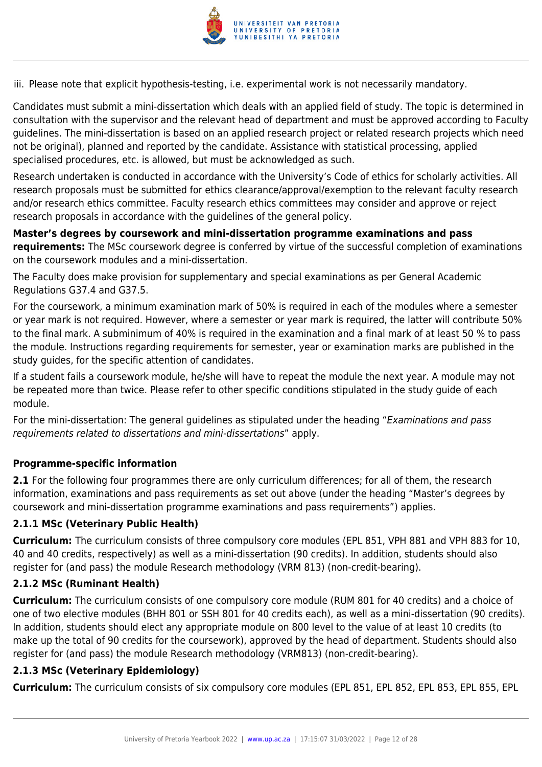iii. Please note that explicit hypothesis-testing, i.e. experimental work is not necessarily mandatory.

Candidates must submit a mini-dissertation which deals with an applied field of study. The topic is determined in consultation with the supervisor and the relevant head of department and must be approved according to Faculty guidelines. The mini-dissertation is based on an applied research project or related research projects which need not be original), planned and reported by the candidate. Assistance with statistical processing, applied specialised procedures, etc. is allowed, but must be acknowledged as such.

Research undertaken is conducted in accordance with the University's Code of ethics for scholarly activities. All research proposals must be submitted for ethics clearance/approval/exemption to the relevant faculty research and/or research ethics committee. Faculty research ethics committees may consider and approve or reject research proposals in accordance with the guidelines of the general policy.

**Master's degrees by coursework and mini-dissertation programme examinations and pass requirements:** The MSc coursework degree is conferred by virtue of the successful completion of examinations on the coursework modules and a mini-dissertation.

The Faculty does make provision for supplementary and special examinations as per General Academic Regulations G37.4 and G37.5.

For the coursework, a minimum examination mark of 50% is required in each of the modules where a semester or year mark is not required. However, where a semester or year mark is required, the latter will contribute 50% to the final mark. A subminimum of 40% is required in the examination and a final mark of at least 50 % to pass the module. Instructions regarding requirements for semester, year or examination marks are published in the study guides, for the specific attention of candidates.

If a student fails a coursework module, he/she will have to repeat the module the next year. A module may not be repeated more than twice. Please refer to other specific conditions stipulated in the study guide of each module.

For the mini-dissertation: The general guidelines as stipulated under the heading "*Examinations and pass requirements related to dissertations and mini-dissertations*" apply.

### Programme-specific information

**2.1** For the following four programmes there are only curriculum differences; for all of them, the research information, examinations and pass requirements as set out above (under the heading "Master's degrees by coursework and mini-dissertation programme examinations and pass requirements") applies.

#### 2.1.1 MSc (Veterinary Public Health)

**Curriculum:** The curriculum consists of three compulsory core modules (EPL 851, VPH 881 and VPH 883 for 10, 40 and 40 credits, respectively) as well as a mini-dissertation (90 credits). In addition, students should also register for (and pass) the module Research methodology (VRM 813) (non-credit-bearing).

#### 2.1.2 MSc (Ruminant Health)

**Curriculum:** The curriculum consists of one compulsory core module (RUM 801 for 40 credits) and a choice of one of two elective modules (BHH 801 or SSH 801 for 40 credits each), as well as a mini-dissertation (90 credits). In addition, students should elect any appropriate module on 800 level to the value of at least 10 credits (to make up the total of 90 credits for the coursework), approved by the head of department. Students should also register for (and pass) the module Research methodology (VRM813) (non-credit-bearing).

#### 2.1.3 MSc (Veterinary Epidemiology)

**Curriculum:** The curriculum consists of six compulsory core modules (EPL 851, EPL 852, EPL 853, EPL 855, EPL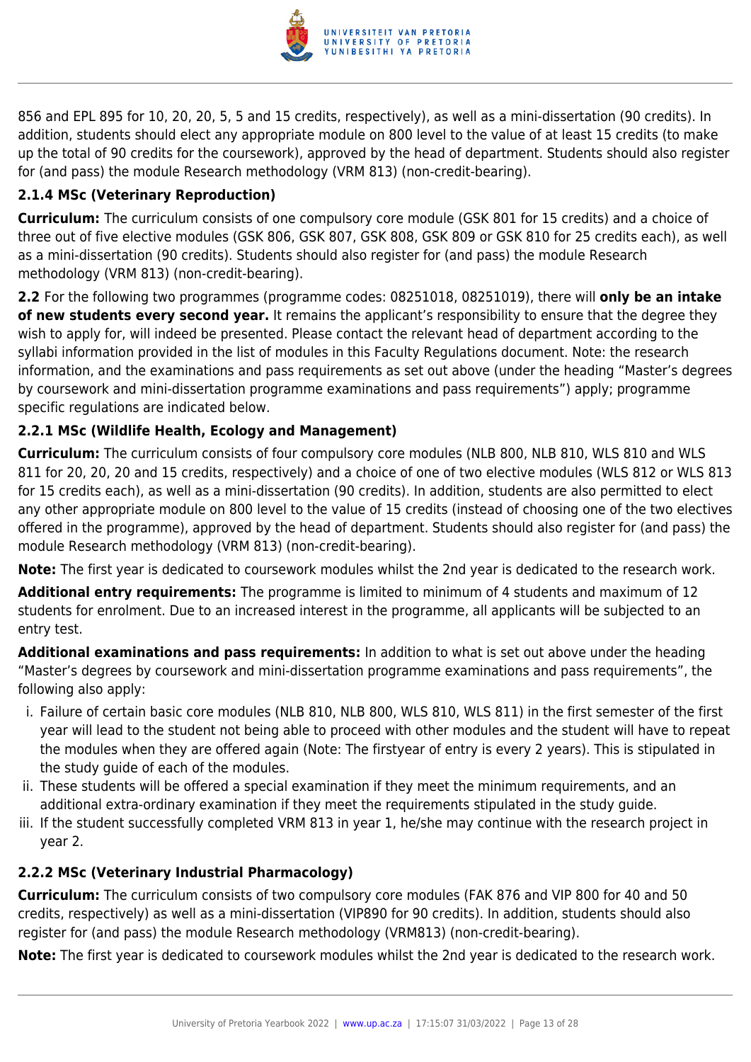856 and EPL 895 for 10, 20, 20, 5, 5 and 15 credits, respectively), as well as a mini-dissertation (90 credits). In addition, students should elect any appropriate module on 800 level to the value of at least 15 credits (to make up the total of 90 credits for the coursework), approved by the head of department. Students should also register for (and pass) the module Research methodology (VRM 813) (non-credit-bearing).

### 2.1.4 MSc (Veterinary Reproduction)

**Curriculum:** The curriculum consists of one compulsory core module (GSK 801 for 15 credits) and a choice of three out of five elective modules (GSK 806, GSK 807, GSK 808, GSK 809 or GSK 810 for 25 credits each), as well as a mini-dissertation (90 credits). Students should also register for (and pass) the module Research methodology (VRM 813) (non-credit-bearing).

**2.2** For the following two programmes (programme codes: 08251018, 08251019), there will **only be an intake of new students every second year.** It remains the applicant's responsibility to ensure that the degree they wish to apply for, will indeed be presented. Please contact the relevant head of department according to the syllabi information provided in the list of modules in this Faculty Regulations document. Note: the research information, and the examinations and pass requirements as set out above (under the heading "Master's degrees by coursework and mini-dissertation programme examinations and pass requirements") apply; programme specific regulations are indicated below.

### 2.2.1 MSc (Wildlife Health, Ecology and Management)

**Curriculum:** The curriculum consists of four compulsory core modules (NLB 800, NLB 810, WLS 810 and WLS 811 for 20, 20, 20 and 15 credits, respectively) and a choice of one of two elective modules (WLS 812 or WLS 813 for 15 credits each), as well as a mini-dissertation (90 credits). In addition, students are also permitted to elect any other appropriate module on 800 level to the value of 15 credits (instead of choosing one of the two electives offered in the programme), approved by the head of department. Students should also register for (and pass) the module Research methodology (VRM 813) (non-credit-bearing).

**Note:** The first year is dedicated to coursework modules whilst the 2nd year is dedicated to the research work.

**Additional entry requirements:** The programme is limited to minimum of 4 students and maximum of 12 students for enrolment. Due to an increased interest in the programme, all applicants will be subjected to an entry test.

**Additional examinations and pass requirements:** In addition to what is set out above under the heading "Master's degrees by coursework and mini-dissertation programme examinations and pass requirements", the following also apply:

i. Failure of certain basic core modules (NLB 810, NLB 800, WLS 810, WLS 811) in the first semester of the first year will lead to the student not being able to proceed with other modules and the student will have to repeat the modules when they are offered again (Note: The firstyear of entry is every 2 years). This is stipulated in the study guide of each of the modules.
ii. These students will be offered a special examination if they meet the minimum requirements, and an additional extra-ordinary examination if they meet the requirements stipulated in the study guide.
iii. If the student successfully completed VRM 813 in year 1, he/she may continue with the research project in year 2.

### 2.2.2 MSc (Veterinary Industrial Pharmacology)

**Curriculum:** The curriculum consists of two compulsory core modules (FAK 876 and VIP 800 for 40 and 50 credits, respectively) as well as a mini-dissertation (VIP890 for 90 credits). In addition, students should also register for (and pass) the module Research methodology (VRM813) (non-credit-bearing).

**Note:** The first year is dedicated to coursework modules whilst the 2nd year is dedicated to the research work.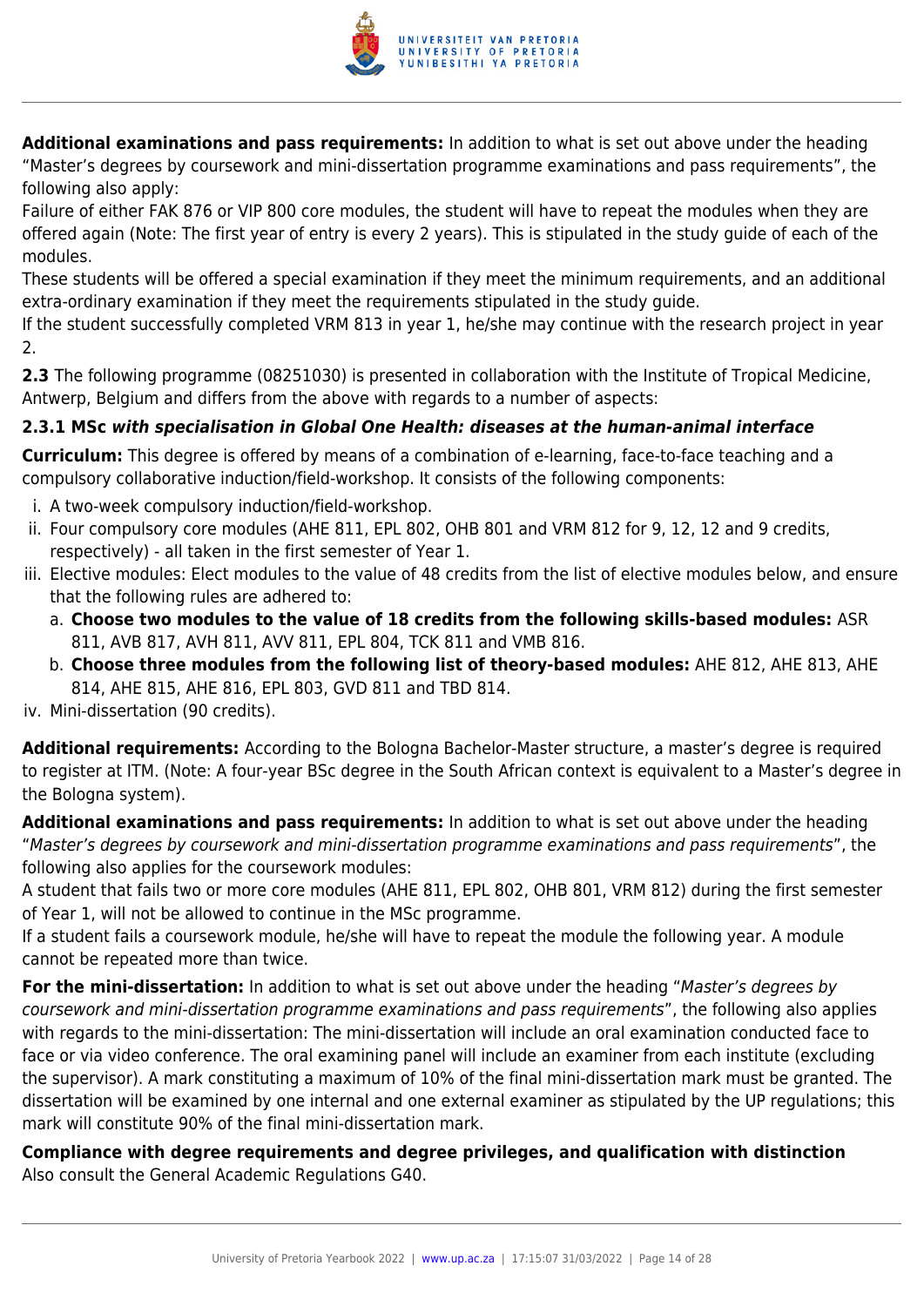**Additional examinations and pass requirements:** In addition to what is set out above under the heading "Master's degrees by coursework and mini-dissertation programme examinations and pass requirements", the following also apply:

Failure of either FAK 876 or VIP 800 core modules, the student will have to repeat the modules when they are offered again (Note: The first year of entry is every 2 years). This is stipulated in the study guide of each of the modules.

These students will be offered a special examination if they meet the minimum requirements, and an additional extra-ordinary examination if they meet the requirements stipulated in the study guide.

If the student successfully completed VRM 813 in year 1, he/she may continue with the research project in year 2.

**2.3** The following programme (08251030) is presented in collaboration with the Institute of Tropical Medicine, Antwerp, Belgium and differs from the above with regards to a number of aspects:

### 2.3.1 MSc *with specialisation in Global One Health: diseases at the human-animal interface*

**Curriculum:** This degree is offered by means of a combination of e-learning, face-to-face teaching and a compulsory collaborative induction/field-workshop. It consists of the following components:

i. A two-week compulsory induction/field-workshop.
ii. Four compulsory core modules (AHE 811, EPL 802, OHB 801 and VRM 812 for 9, 12, 12 and 9 credits, respectively) - all taken in the first semester of Year 1.
iii. Elective modules: Elect modules to the value of 48 credits from the list of elective modules below, and ensure that the following rules are adhered to:
   a. **Choose two modules to the value of 18 credits from the following skills-based modules:** ASR 811, AVB 817, AVH 811, AVV 811, EPL 804, TCK 811 and VMB 816.
   b. **Choose three modules from the following list of theory-based modules:** AHE 812, AHE 813, AHE 814, AHE 815, AHE 816, EPL 803, GVD 811 and TBD 814.
iv. Mini-dissertation (90 credits).

**Additional requirements:** According to the Bologna Bachelor-Master structure, a master's degree is required to register at ITM. (Note: A four-year BSc degree in the South African context is equivalent to a Master's degree in the Bologna system).

**Additional examinations and pass requirements:** In addition to what is set out above under the heading "*Master's degrees by coursework and mini-dissertation programme examinations and pass requirements*", the following also applies for the coursework modules:

A student that fails two or more core modules (AHE 811, EPL 802, OHB 801, VRM 812) during the first semester of Year 1, will not be allowed to continue in the MSc programme.

If a student fails a coursework module, he/she will have to repeat the module the following year. A module cannot be repeated more than twice.

**For the mini-dissertation:** In addition to what is set out above under the heading "*Master's degrees by coursework and mini-dissertation programme examinations and pass requirements*", the following also applies with regards to the mini-dissertation: The mini-dissertation will include an oral examination conducted face to face or via video conference. The oral examining panel will include an examiner from each institute (excluding the supervisor). A mark constituting a maximum of 10% of the final mini-dissertation mark must be granted. The dissertation will be examined by one internal and one external examiner as stipulated by the UP regulations; this mark will constitute 90% of the final mini-dissertation mark.

**Compliance with degree requirements and degree privileges, and qualification with distinction**
Also consult the General Academic Regulations G40.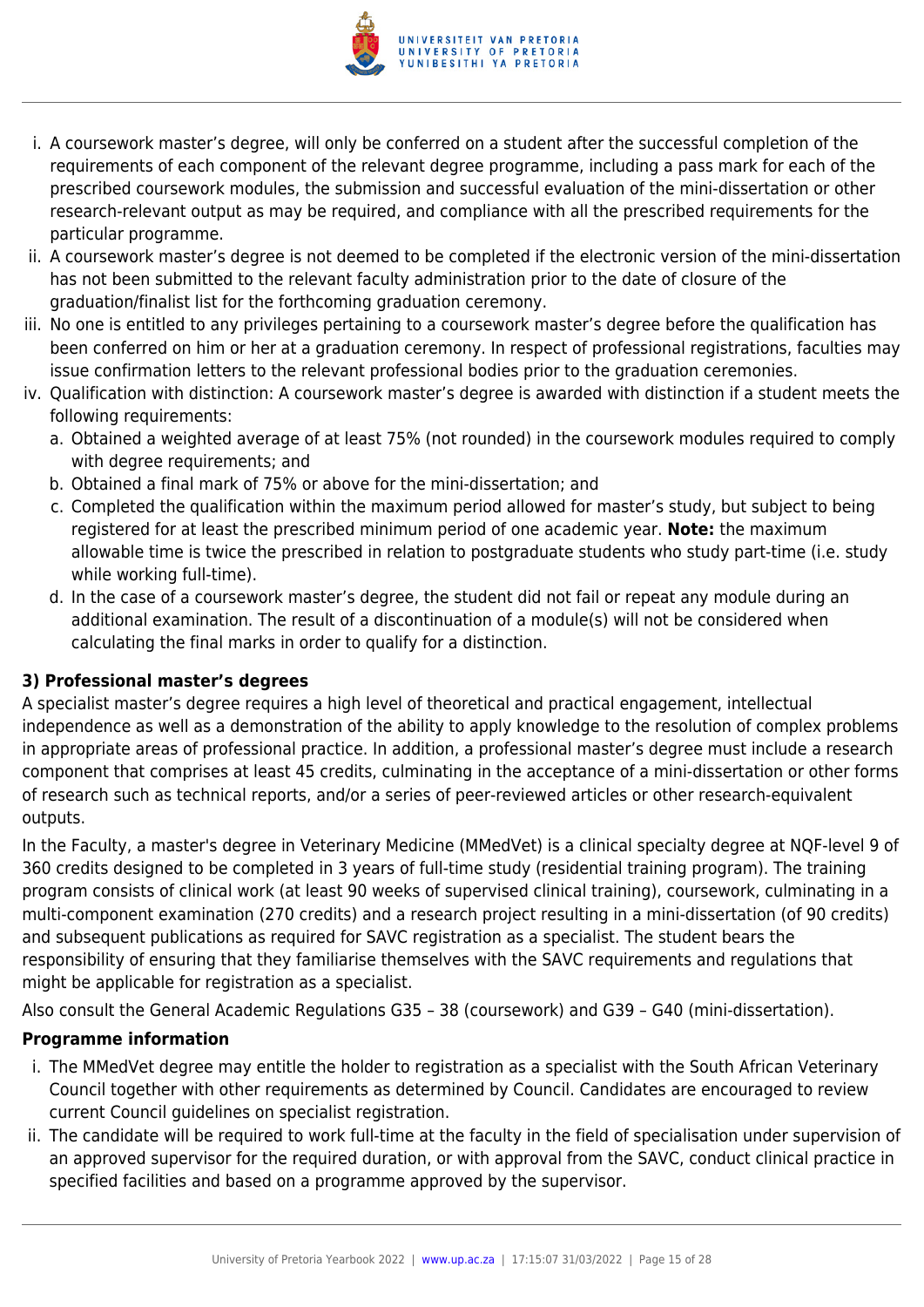i. A coursework master's degree, will only be conferred on a student after the successful completion of the requirements of each component of the relevant degree programme, including a pass mark for each of the prescribed coursework modules, the submission and successful evaluation of the mini-dissertation or other research-relevant output as may be required, and compliance with all the prescribed requirements for the particular programme.
ii. A coursework master's degree is not deemed to be completed if the electronic version of the mini-dissertation has not been submitted to the relevant faculty administration prior to the date of closure of the graduation/finalist list for the forthcoming graduation ceremony.
iii. No one is entitled to any privileges pertaining to a coursework master's degree before the qualification has been conferred on him or her at a graduation ceremony. In respect of professional registrations, faculties may issue confirmation letters to the relevant professional bodies prior to the graduation ceremonies.
iv. Qualification with distinction: A coursework master's degree is awarded with distinction if a student meets the following requirements:
   a. Obtained a weighted average of at least 75% (not rounded) in the coursework modules required to comply with degree requirements; and
   b. Obtained a final mark of 75% or above for the mini-dissertation; and
   c. Completed the qualification within the maximum period allowed for master's study, but subject to being registered for at least the prescribed minimum period of one academic year. **Note:** the maximum allowable time is twice the prescribed in relation to postgraduate students who study part-time (i.e. study while working full-time).
   d. In the case of a coursework master's degree, the student did not fail or repeat any module during an additional examination. The result of a discontinuation of a module(s) will not be considered when calculating the final marks in order to qualify for a distinction.

**3) Professional master's degrees**

A specialist master's degree requires a high level of theoretical and practical engagement, intellectual independence as well as a demonstration of the ability to apply knowledge to the resolution of complex problems in appropriate areas of professional practice. In addition, a professional master's degree must include a research component that comprises at least 45 credits, culminating in the acceptance of a mini-dissertation or other forms of research such as technical reports, and/or a series of peer-reviewed articles or other research-equivalent outputs.

In the Faculty, a master's degree in Veterinary Medicine (MMedVet) is a clinical specialty degree at NQF-level 9 of 360 credits designed to be completed in 3 years of full-time study (residential training program). The training program consists of clinical work (at least 90 weeks of supervised clinical training), coursework, culminating in a multi-component examination (270 credits) and a research project resulting in a mini-dissertation (of 90 credits) and subsequent publications as required for SAVC registration as a specialist. The student bears the responsibility of ensuring that they familiarise themselves with the SAVC requirements and regulations that might be applicable for registration as a specialist.

Also consult the General Academic Regulations G35 – 38 (coursework) and G39 – G40 (mini-dissertation).

**Programme information**

i. The MMedVet degree may entitle the holder to registration as a specialist with the South African Veterinary Council together with other requirements as determined by Council. Candidates are encouraged to review current Council guidelines on specialist registration.
ii. The candidate will be required to work full-time at the faculty in the field of specialisation under supervision of an approved supervisor for the required duration, or with approval from the SAVC, conduct clinical practice in specified facilities and based on a programme approved by the supervisor.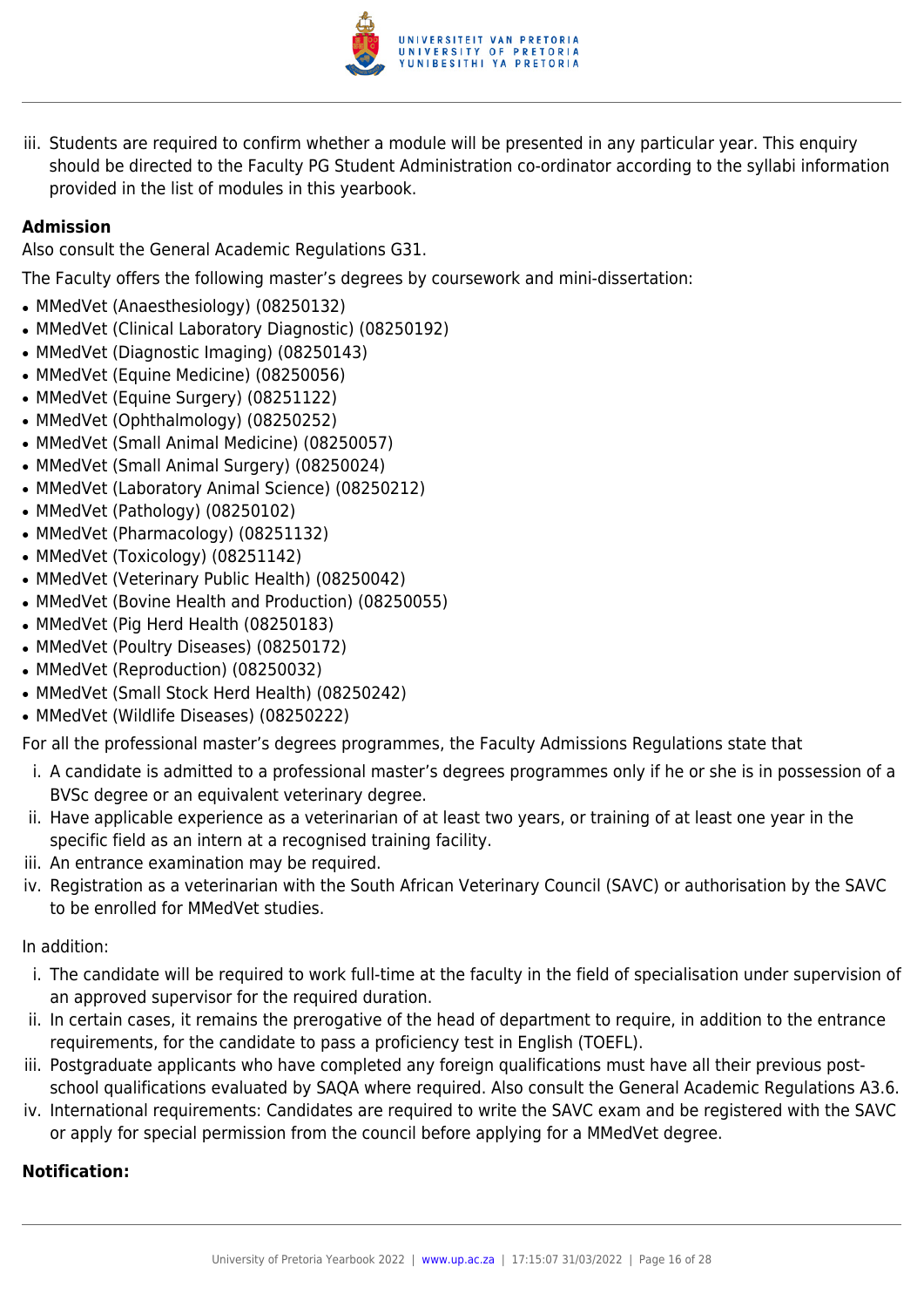iii. Students are required to confirm whether a module will be presented in any particular year. This enquiry should be directed to the Faculty PG Student Administration co-ordinator according to the syllabi information provided in the list of modules in this yearbook.

**Admission**

Also consult the General Academic Regulations G31.

The Faculty offers the following master's degrees by coursework and mini-dissertation:

- MMedVet (Anaesthesiology) (08250132)
- MMedVet (Clinical Laboratory Diagnostic) (08250192)
- MMedVet (Diagnostic Imaging) (08250143)
- MMedVet (Equine Medicine) (08250056)
- MMedVet (Equine Surgery) (08251122)
- MMedVet (Ophthalmology) (08250252)
- MMedVet (Small Animal Medicine) (08250057)
- MMedVet (Small Animal Surgery) (08250024)
- MMedVet (Laboratory Animal Science) (08250212)
- MMedVet (Pathology) (08250102)
- MMedVet (Pharmacology) (08251132)
- MMedVet (Toxicology) (08251142)
- MMedVet (Veterinary Public Health) (08250042)
- MMedVet (Bovine Health and Production) (08250055)
- MMedVet (Pig Herd Health (08250183)
- MMedVet (Poultry Diseases) (08250172)
- MMedVet (Reproduction) (08250032)
- MMedVet (Small Stock Herd Health) (08250242)
- MMedVet (Wildlife Diseases) (08250222)

For all the professional master's degrees programmes, the Faculty Admissions Regulations state that

i. A candidate is admitted to a professional master's degrees programmes only if he or she is in possession of a BVSc degree or an equivalent veterinary degree.
ii. Have applicable experience as a veterinarian of at least two years, or training of at least one year in the specific field as an intern at a recognised training facility.
iii. An entrance examination may be required.
iv. Registration as a veterinarian with the South African Veterinary Council (SAVC) or authorisation by the SAVC to be enrolled for MMedVet studies.

In addition:

i. The candidate will be required to work full-time at the faculty in the field of specialisation under supervision of an approved supervisor for the required duration.
ii. In certain cases, it remains the prerogative of the head of department to require, in addition to the entrance requirements, for the candidate to pass a proficiency test in English (TOEFL).
iii. Postgraduate applicants who have completed any foreign qualifications must have all their previous post-school qualifications evaluated by SAQA where required. Also consult the General Academic Regulations A3.6.
iv. International requirements: Candidates are required to write the SAVC exam and be registered with the SAVC or apply for special permission from the council before applying for a MMedVet degree.

**Notification:**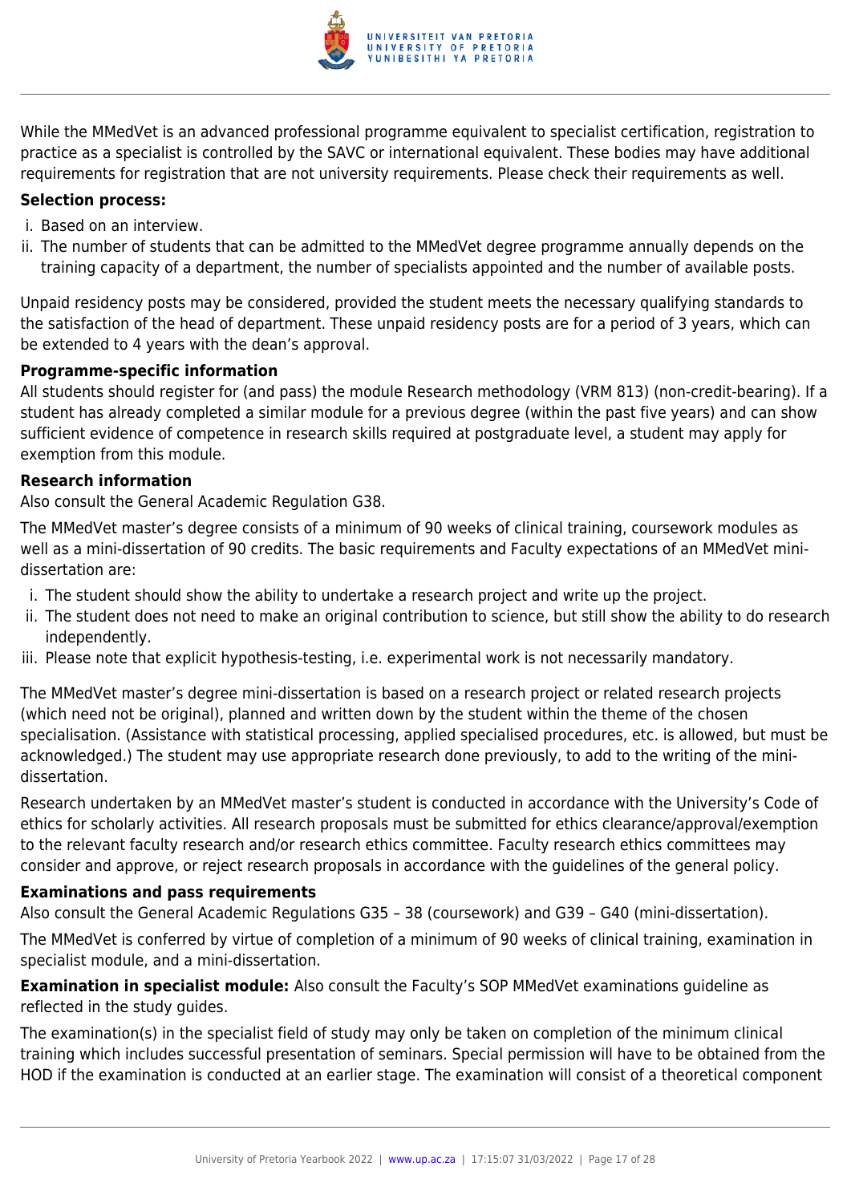While the MMedVet is an advanced professional programme equivalent to specialist certification, registration to practice as a specialist is controlled by the SAVC or international equivalent. These bodies may have additional requirements for registration that are not university requirements. Please check their requirements as well.

**Selection process:**

i. Based on an interview.
ii. The number of students that can be admitted to the MMedVet degree programme annually depends on the training capacity of a department, the number of specialists appointed and the number of available posts.

Unpaid residency posts may be considered, provided the student meets the necessary qualifying standards to the satisfaction of the head of department. These unpaid residency posts are for a period of 3 years, which can be extended to 4 years with the dean's approval.

**Programme-specific information**

All students should register for (and pass) the module Research methodology (VRM 813) (non-credit-bearing). If a student has already completed a similar module for a previous degree (within the past five years) and can show sufficient evidence of competence in research skills required at postgraduate level, a student may apply for exemption from this module.

**Research information**

Also consult the General Academic Regulation G38.

The MMedVet master's degree consists of a minimum of 90 weeks of clinical training, coursework modules as well as a mini-dissertation of 90 credits. The basic requirements and Faculty expectations of an MMedVet mini-dissertation are:

i. The student should show the ability to undertake a research project and write up the project.
ii. The student does not need to make an original contribution to science, but still show the ability to do research independently.
iii. Please note that explicit hypothesis-testing, i.e. experimental work is not necessarily mandatory.

The MMedVet master's degree mini-dissertation is based on a research project or related research projects (which need not be original), planned and written down by the student within the theme of the chosen specialisation. (Assistance with statistical processing, applied specialised procedures, etc. is allowed, but must be acknowledged.) The student may use appropriate research done previously, to add to the writing of the mini-dissertation.

Research undertaken by an MMedVet master's student is conducted in accordance with the University's Code of ethics for scholarly activities. All research proposals must be submitted for ethics clearance/approval/exemption to the relevant faculty research and/or research ethics committee. Faculty research ethics committees may consider and approve, or reject research proposals in accordance with the guidelines of the general policy.

**Examinations and pass requirements**

Also consult the General Academic Regulations G35 – 38 (coursework) and G39 – G40 (mini-dissertation).

The MMedVet is conferred by virtue of completion of a minimum of 90 weeks of clinical training, examination in specialist module, and a mini-dissertation.

**Examination in specialist module:** Also consult the Faculty's SOP MMedVet examinations guideline as reflected in the study guides.

The examination(s) in the specialist field of study may only be taken on completion of the minimum clinical training which includes successful presentation of seminars. Special permission will have to be obtained from the HOD if the examination is conducted at an earlier stage. The examination will consist of a theoretical component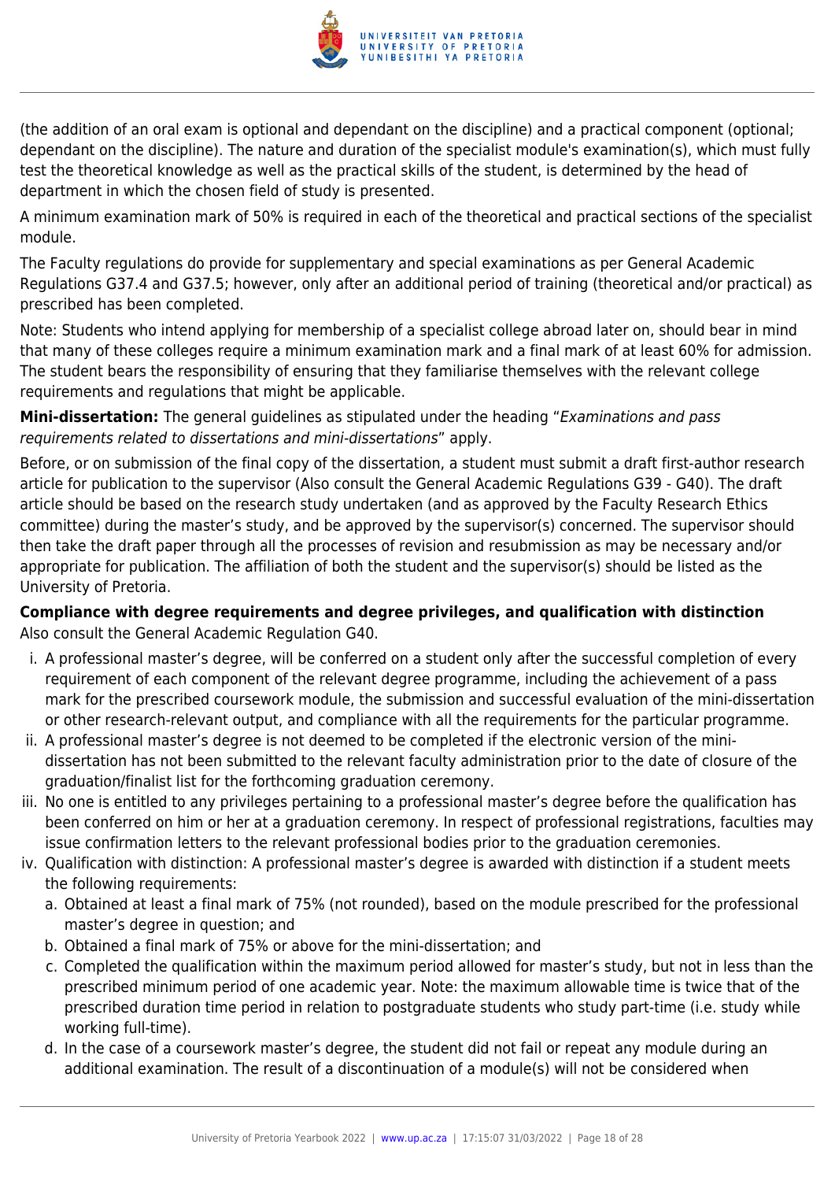(the addition of an oral exam is optional and dependant on the discipline) and a practical component (optional; dependant on the discipline). The nature and duration of the specialist module's examination(s), which must fully test the theoretical knowledge as well as the practical skills of the student, is determined by the head of department in which the chosen field of study is presented.

A minimum examination mark of 50% is required in each of the theoretical and practical sections of the specialist module.

The Faculty regulations do provide for supplementary and special examinations as per General Academic Regulations G37.4 and G37.5; however, only after an additional period of training (theoretical and/or practical) as prescribed has been completed.

Note: Students who intend applying for membership of a specialist college abroad later on, should bear in mind that many of these colleges require a minimum examination mark and a final mark of at least 60% for admission. The student bears the responsibility of ensuring that they familiarise themselves with the relevant college requirements and regulations that might be applicable.

**Mini-dissertation:** The general guidelines as stipulated under the heading "*Examinations and pass requirements related to dissertations and mini-dissertations*" apply.

Before, or on submission of the final copy of the dissertation, a student must submit a draft first-author research article for publication to the supervisor (Also consult the General Academic Regulations G39 - G40). The draft article should be based on the research study undertaken (and as approved by the Faculty Research Ethics committee) during the master's study, and be approved by the supervisor(s) concerned. The supervisor should then take the draft paper through all the processes of revision and resubmission as may be necessary and/or appropriate for publication. The affiliation of both the student and the supervisor(s) should be listed as the University of Pretoria.

**Compliance with degree requirements and degree privileges, and qualification with distinction**
Also consult the General Academic Regulation G40.

i. A professional master's degree, will be conferred on a student only after the successful completion of every requirement of each component of the relevant degree programme, including the achievement of a pass mark for the prescribed coursework module, the submission and successful evaluation of the mini-dissertation or other research-relevant output, and compliance with all the requirements for the particular programme.
ii. A professional master's degree is not deemed to be completed if the electronic version of the mini-dissertation has not been submitted to the relevant faculty administration prior to the date of closure of the graduation/finalist list for the forthcoming graduation ceremony.
iii. No one is entitled to any privileges pertaining to a professional master's degree before the qualification has been conferred on him or her at a graduation ceremony. In respect of professional registrations, faculties may issue confirmation letters to the relevant professional bodies prior to the graduation ceremonies.
iv. Qualification with distinction: A professional master's degree is awarded with distinction if a student meets the following requirements:
   a. Obtained at least a final mark of 75% (not rounded), based on the module prescribed for the professional master's degree in question; and
   b. Obtained a final mark of 75% or above for the mini-dissertation; and
   c. Completed the qualification within the maximum period allowed for master's study, but not in less than the prescribed minimum period of one academic year. Note: the maximum allowable time is twice that of the prescribed duration time period in relation to postgraduate students who study part-time (i.e. study while working full-time).
   d. In the case of a coursework master's degree, the student did not fail or repeat any module during an additional examination. The result of a discontinuation of a module(s) will not be considered when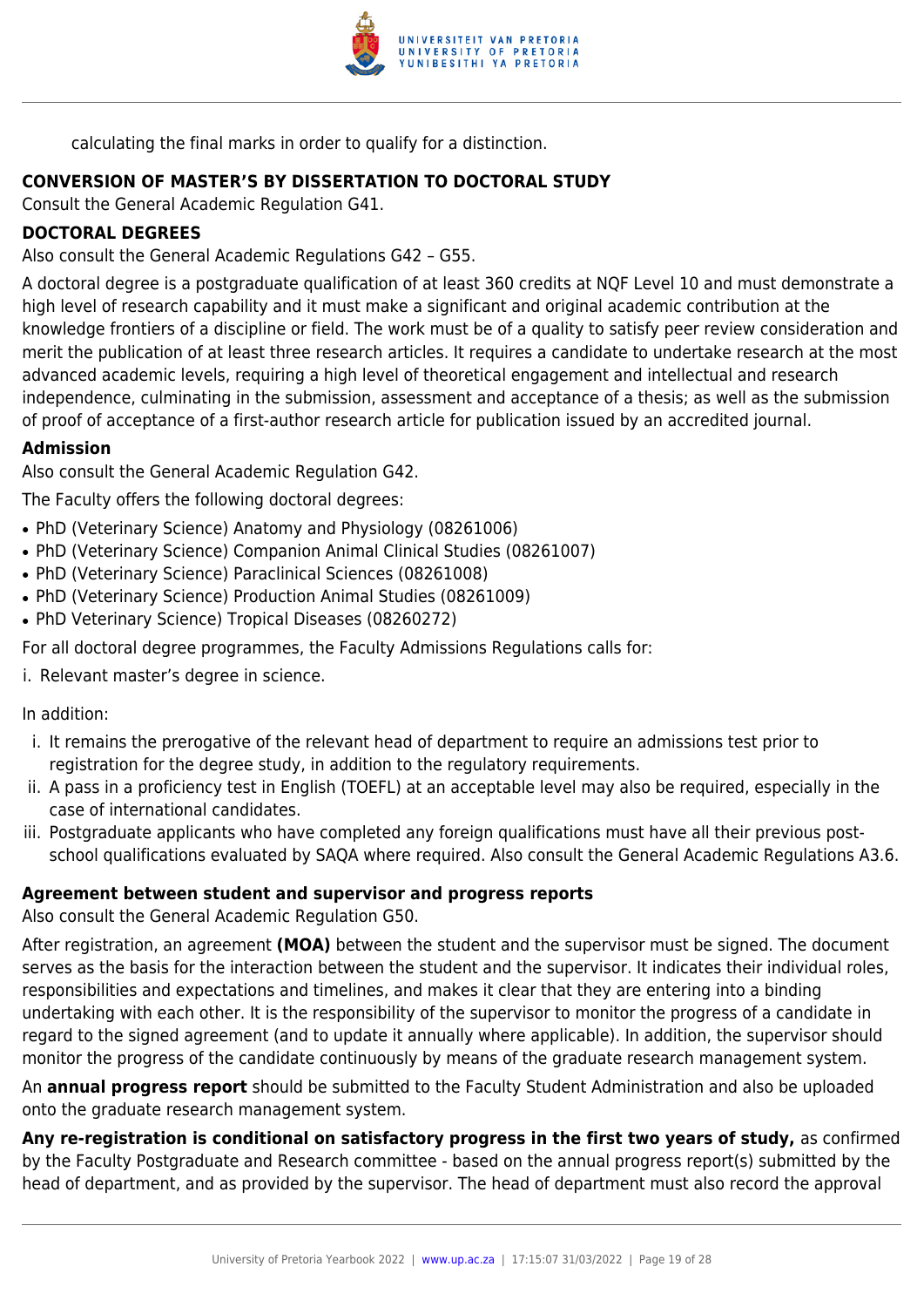calculating the final marks in order to qualify for a distinction.

**CONVERSION OF MASTER'S BY DISSERTATION TO DOCTORAL STUDY**

Consult the General Academic Regulation G41.

**DOCTORAL DEGREES**

Also consult the General Academic Regulations G42 – G55.

A doctoral degree is a postgraduate qualification of at least 360 credits at NQF Level 10 and must demonstrate a high level of research capability and it must make a significant and original academic contribution at the knowledge frontiers of a discipline or field. The work must be of a quality to satisfy peer review consideration and merit the publication of at least three research articles. It requires a candidate to undertake research at the most advanced academic levels, requiring a high level of theoretical engagement and intellectual and research independence, culminating in the submission, assessment and acceptance of a thesis; as well as the submission of proof of acceptance of a first-author research article for publication issued by an accredited journal.

**Admission**

Also consult the General Academic Regulation G42.

The Faculty offers the following doctoral degrees:

- PhD (Veterinary Science) Anatomy and Physiology (08261006)
- PhD (Veterinary Science) Companion Animal Clinical Studies (08261007)
- PhD (Veterinary Science) Paraclinical Sciences (08261008)
- PhD (Veterinary Science) Production Animal Studies (08261009)
- PhD Veterinary Science) Tropical Diseases (08260272)

For all doctoral degree programmes, the Faculty Admissions Regulations calls for:

i. Relevant master's degree in science.

In addition:

i. It remains the prerogative of the relevant head of department to require an admissions test prior to registration for the degree study, in addition to the regulatory requirements.
ii. A pass in a proficiency test in English (TOEFL) at an acceptable level may also be required, especially in the case of international candidates.
iii. Postgraduate applicants who have completed any foreign qualifications must have all their previous post-school qualifications evaluated by SAQA where required. Also consult the General Academic Regulations A3.6.

**Agreement between student and supervisor and progress reports**

Also consult the General Academic Regulation G50.

After registration, an agreement **(MOA)** between the student and the supervisor must be signed. The document serves as the basis for the interaction between the student and the supervisor. It indicates their individual roles, responsibilities and expectations and timelines, and makes it clear that they are entering into a binding undertaking with each other. It is the responsibility of the supervisor to monitor the progress of a candidate in regard to the signed agreement (and to update it annually where applicable). In addition, the supervisor should monitor the progress of the candidate continuously by means of the graduate research management system.

An **annual progress report** should be submitted to the Faculty Student Administration and also be uploaded onto the graduate research management system.

**Any re-registration is conditional on satisfactory progress in the first two years of study,** as confirmed by the Faculty Postgraduate and Research committee - based on the annual progress report(s) submitted by the head of department, and as provided by the supervisor. The head of department must also record the approval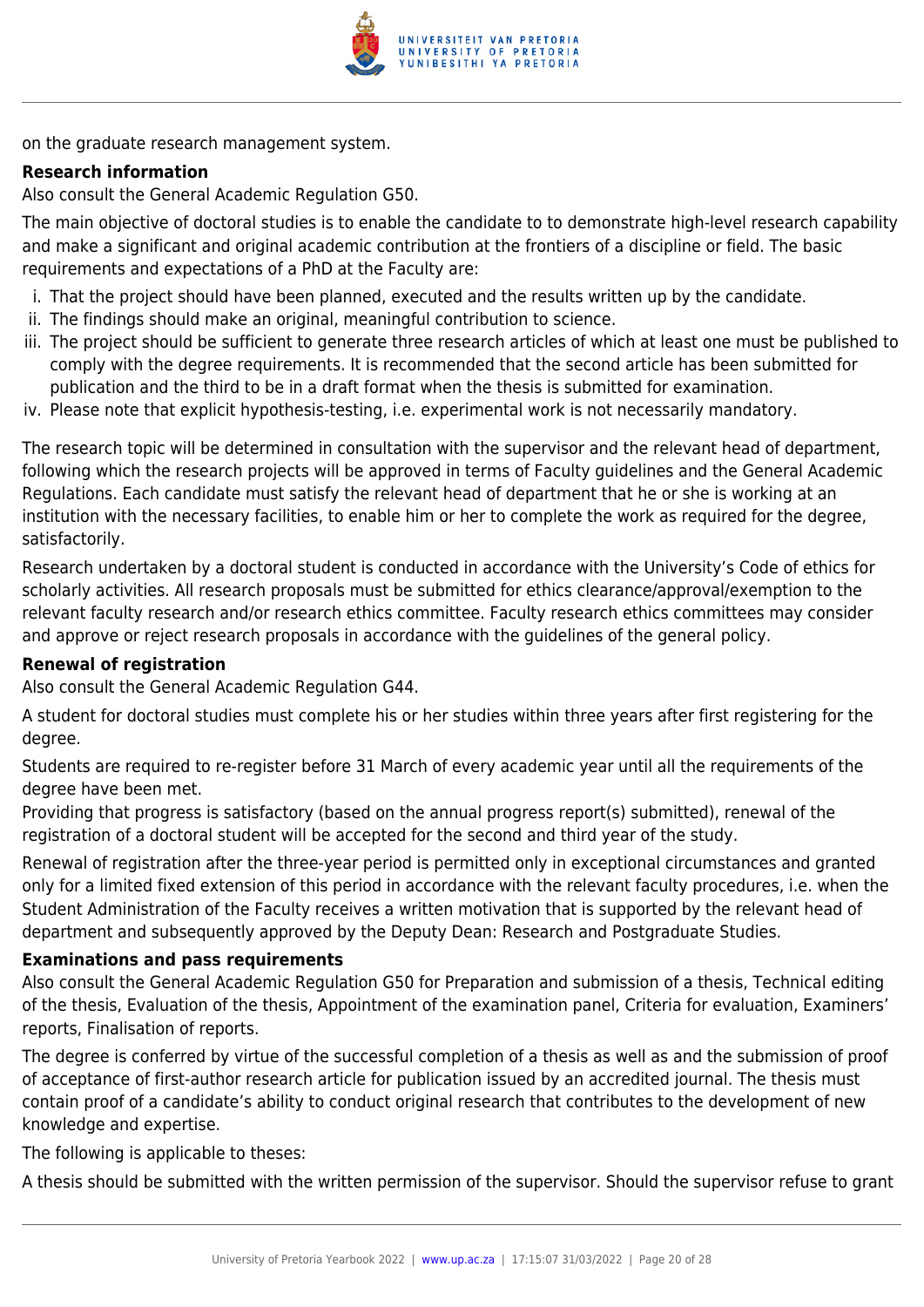on the graduate research management system.

**Research information**

Also consult the General Academic Regulation G50.

The main objective of doctoral studies is to enable the candidate to to demonstrate high-level research capability and make a significant and original academic contribution at the frontiers of a discipline or field. The basic requirements and expectations of a PhD at the Faculty are:

i. That the project should have been planned, executed and the results written up by the candidate.
ii. The findings should make an original, meaningful contribution to science.
iii. The project should be sufficient to generate three research articles of which at least one must be published to comply with the degree requirements. It is recommended that the second article has been submitted for publication and the third to be in a draft format when the thesis is submitted for examination.
iv. Please note that explicit hypothesis-testing, i.e. experimental work is not necessarily mandatory.

The research topic will be determined in consultation with the supervisor and the relevant head of department, following which the research projects will be approved in terms of Faculty guidelines and the General Academic Regulations. Each candidate must satisfy the relevant head of department that he or she is working at an institution with the necessary facilities, to enable him or her to complete the work as required for the degree, satisfactorily.

Research undertaken by a doctoral student is conducted in accordance with the University's Code of ethics for scholarly activities. All research proposals must be submitted for ethics clearance/approval/exemption to the relevant faculty research and/or research ethics committee. Faculty research ethics committees may consider and approve or reject research proposals in accordance with the guidelines of the general policy.

**Renewal of registration**

Also consult the General Academic Regulation G44.

A student for doctoral studies must complete his or her studies within three years after first registering for the degree.

Students are required to re-register before 31 March of every academic year until all the requirements of the degree have been met.
Providing that progress is satisfactory (based on the annual progress report(s) submitted), renewal of the registration of a doctoral student will be accepted for the second and third year of the study.

Renewal of registration after the three-year period is permitted only in exceptional circumstances and granted only for a limited fixed extension of this period in accordance with the relevant faculty procedures, i.e. when the Student Administration of the Faculty receives a written motivation that is supported by the relevant head of department and subsequently approved by the Deputy Dean: Research and Postgraduate Studies.

**Examinations and pass requirements**

Also consult the General Academic Regulation G50 for Preparation and submission of a thesis, Technical editing of the thesis, Evaluation of the thesis, Appointment of the examination panel, Criteria for evaluation, Examiners' reports, Finalisation of reports.

The degree is conferred by virtue of the successful completion of a thesis as well as and the submission of proof of acceptance of first-author research article for publication issued by an accredited journal. The thesis must contain proof of a candidate's ability to conduct original research that contributes to the development of new knowledge and expertise.

The following is applicable to theses:

A thesis should be submitted with the written permission of the supervisor. Should the supervisor refuse to grant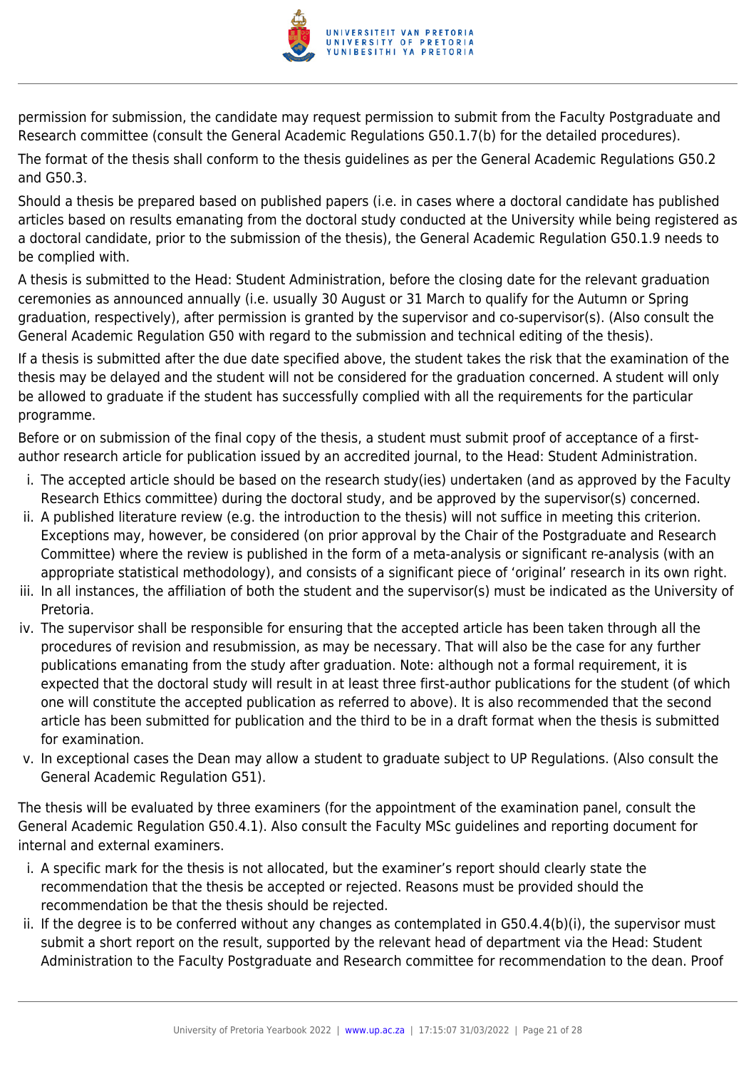permission for submission, the candidate may request permission to submit from the Faculty Postgraduate and Research committee (consult the General Academic Regulations G50.1.7(b) for the detailed procedures).

The format of the thesis shall conform to the thesis guidelines as per the General Academic Regulations G50.2 and G50.3.

Should a thesis be prepared based on published papers (i.e. in cases where a doctoral candidate has published articles based on results emanating from the doctoral study conducted at the University while being registered as a doctoral candidate, prior to the submission of the thesis), the General Academic Regulation G50.1.9 needs to be complied with.

A thesis is submitted to the Head: Student Administration, before the closing date for the relevant graduation ceremonies as announced annually (i.e. usually 30 August or 31 March to qualify for the Autumn or Spring graduation, respectively), after permission is granted by the supervisor and co-supervisor(s). (Also consult the General Academic Regulation G50 with regard to the submission and technical editing of the thesis).

If a thesis is submitted after the due date specified above, the student takes the risk that the examination of the thesis may be delayed and the student will not be considered for the graduation concerned. A student will only be allowed to graduate if the student has successfully complied with all the requirements for the particular programme.

Before or on submission of the final copy of the thesis, a student must submit proof of acceptance of a first-author research article for publication issued by an accredited journal, to the Head: Student Administration.

i. The accepted article should be based on the research study(ies) undertaken (and as approved by the Faculty Research Ethics committee) during the doctoral study, and be approved by the supervisor(s) concerned.
ii. A published literature review (e.g. the introduction to the thesis) will not suffice in meeting this criterion. Exceptions may, however, be considered (on prior approval by the Chair of the Postgraduate and Research Committee) where the review is published in the form of a meta-analysis or significant re-analysis (with an appropriate statistical methodology), and consists of a significant piece of 'original' research in its own right.
iii. In all instances, the affiliation of both the student and the supervisor(s) must be indicated as the University of Pretoria.
iv. The supervisor shall be responsible for ensuring that the accepted article has been taken through all the procedures of revision and resubmission, as may be necessary. That will also be the case for any further publications emanating from the study after graduation. Note: although not a formal requirement, it is expected that the doctoral study will result in at least three first-author publications for the student (of which one will constitute the accepted publication as referred to above). It is also recommended that the second article has been submitted for publication and the third to be in a draft format when the thesis is submitted for examination.
v. In exceptional cases the Dean may allow a student to graduate subject to UP Regulations. (Also consult the General Academic Regulation G51).

The thesis will be evaluated by three examiners (for the appointment of the examination panel, consult the General Academic Regulation G50.4.1). Also consult the Faculty MSc guidelines and reporting document for internal and external examiners.

i. A specific mark for the thesis is not allocated, but the examiner's report should clearly state the recommendation that the thesis be accepted or rejected. Reasons must be provided should the recommendation be that the thesis should be rejected.
ii. If the degree is to be conferred without any changes as contemplated in G50.4.4(b)(i), the supervisor must submit a short report on the result, supported by the relevant head of department via the Head: Student Administration to the Faculty Postgraduate and Research committee for recommendation to the dean. Proof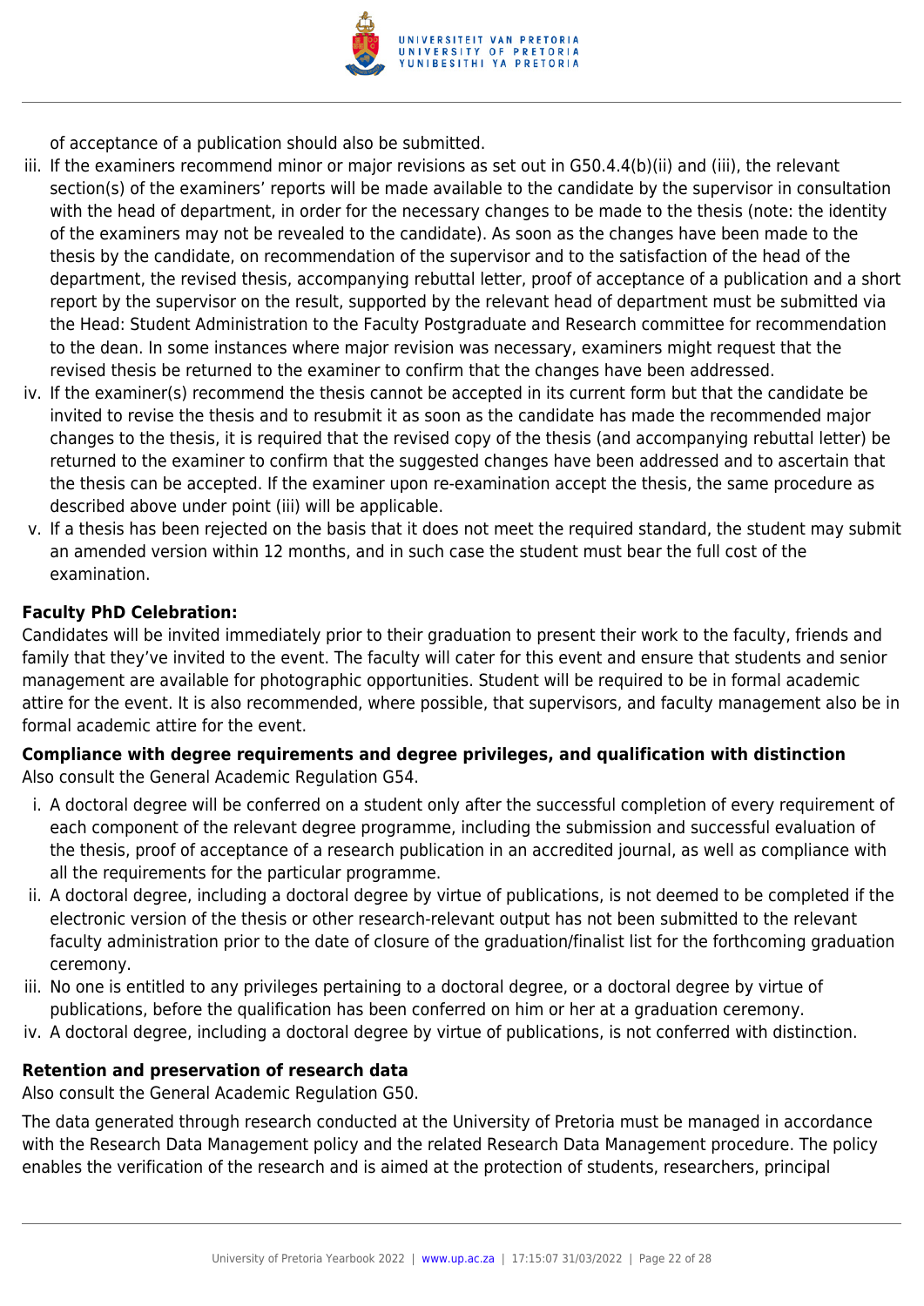of acceptance of a publication should also be submitted.

iii. If the examiners recommend minor or major revisions as set out in G50.4.4(b)(ii) and (iii), the relevant section(s) of the examiners' reports will be made available to the candidate by the supervisor in consultation with the head of department, in order for the necessary changes to be made to the thesis (note: the identity of the examiners may not be revealed to the candidate). As soon as the changes have been made to the thesis by the candidate, on recommendation of the supervisor and to the satisfaction of the head of the department, the revised thesis, accompanying rebuttal letter, proof of acceptance of a publication and a short report by the supervisor on the result, supported by the relevant head of department must be submitted via the Head: Student Administration to the Faculty Postgraduate and Research committee for recommendation to the dean. In some instances where major revision was necessary, examiners might request that the revised thesis be returned to the examiner to confirm that the changes have been addressed.

iv. If the examiner(s) recommend the thesis cannot be accepted in its current form but that the candidate be invited to revise the thesis and to resubmit it as soon as the candidate has made the recommended major changes to the thesis, it is required that the revised copy of the thesis (and accompanying rebuttal letter) be returned to the examiner to confirm that the suggested changes have been addressed and to ascertain that the thesis can be accepted. If the examiner upon re-examination accept the thesis, the same procedure as described above under point (iii) will be applicable.

v. If a thesis has been rejected on the basis that it does not meet the required standard, the student may submit an amended version within 12 months, and in such case the student must bear the full cost of the examination.

**Faculty PhD Celebration:**

Candidates will be invited immediately prior to their graduation to present their work to the faculty, friends and family that they've invited to the event. The faculty will cater for this event and ensure that students and senior management are available for photographic opportunities. Student will be required to be in formal academic attire for the event. It is also recommended, where possible, that supervisors, and faculty management also be in formal academic attire for the event.

**Compliance with degree requirements and degree privileges, and qualification with distinction**

Also consult the General Academic Regulation G54.

i. A doctoral degree will be conferred on a student only after the successful completion of every requirement of each component of the relevant degree programme, including the submission and successful evaluation of the thesis, proof of acceptance of a research publication in an accredited journal, as well as compliance with all the requirements for the particular programme.

ii. A doctoral degree, including a doctoral degree by virtue of publications, is not deemed to be completed if the electronic version of the thesis or other research-relevant output has not been submitted to the relevant faculty administration prior to the date of closure of the graduation/finalist list for the forthcoming graduation ceremony.

iii. No one is entitled to any privileges pertaining to a doctoral degree, or a doctoral degree by virtue of publications, before the qualification has been conferred on him or her at a graduation ceremony.

iv. A doctoral degree, including a doctoral degree by virtue of publications, is not conferred with distinction.

**Retention and preservation of research data**

Also consult the General Academic Regulation G50.

The data generated through research conducted at the University of Pretoria must be managed in accordance with the Research Data Management policy and the related Research Data Management procedure. The policy enables the verification of the research and is aimed at the protection of students, researchers, principal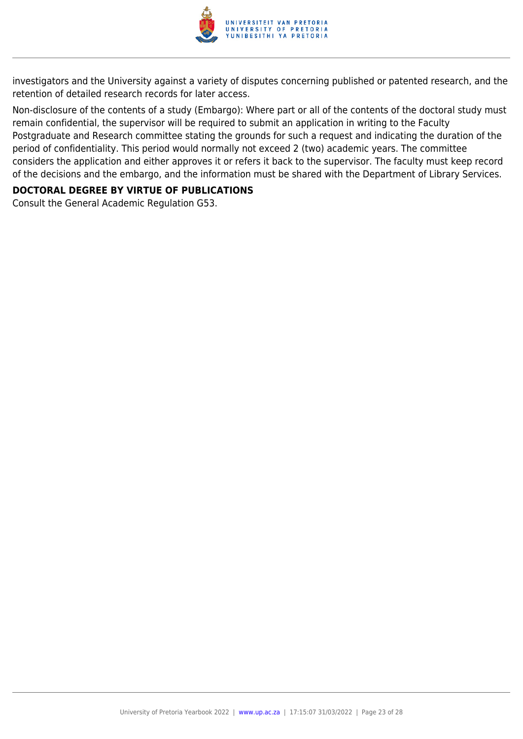investigators and the University against a variety of disputes concerning published or patented research, and the retention of detailed research records for later access.

Non-disclosure of the contents of a study (Embargo): Where part or all of the contents of the doctoral study must remain confidential, the supervisor will be required to submit an application in writing to the Faculty Postgraduate and Research committee stating the grounds for such a request and indicating the duration of the period of confidentiality. This period would normally not exceed 2 (two) academic years. The committee considers the application and either approves it or refers it back to the supervisor. The faculty must keep record of the decisions and the embargo, and the information must be shared with the Department of Library Services.

**DOCTORAL DEGREE BY VIRTUE OF PUBLICATIONS**

Consult the General Academic Regulation G53.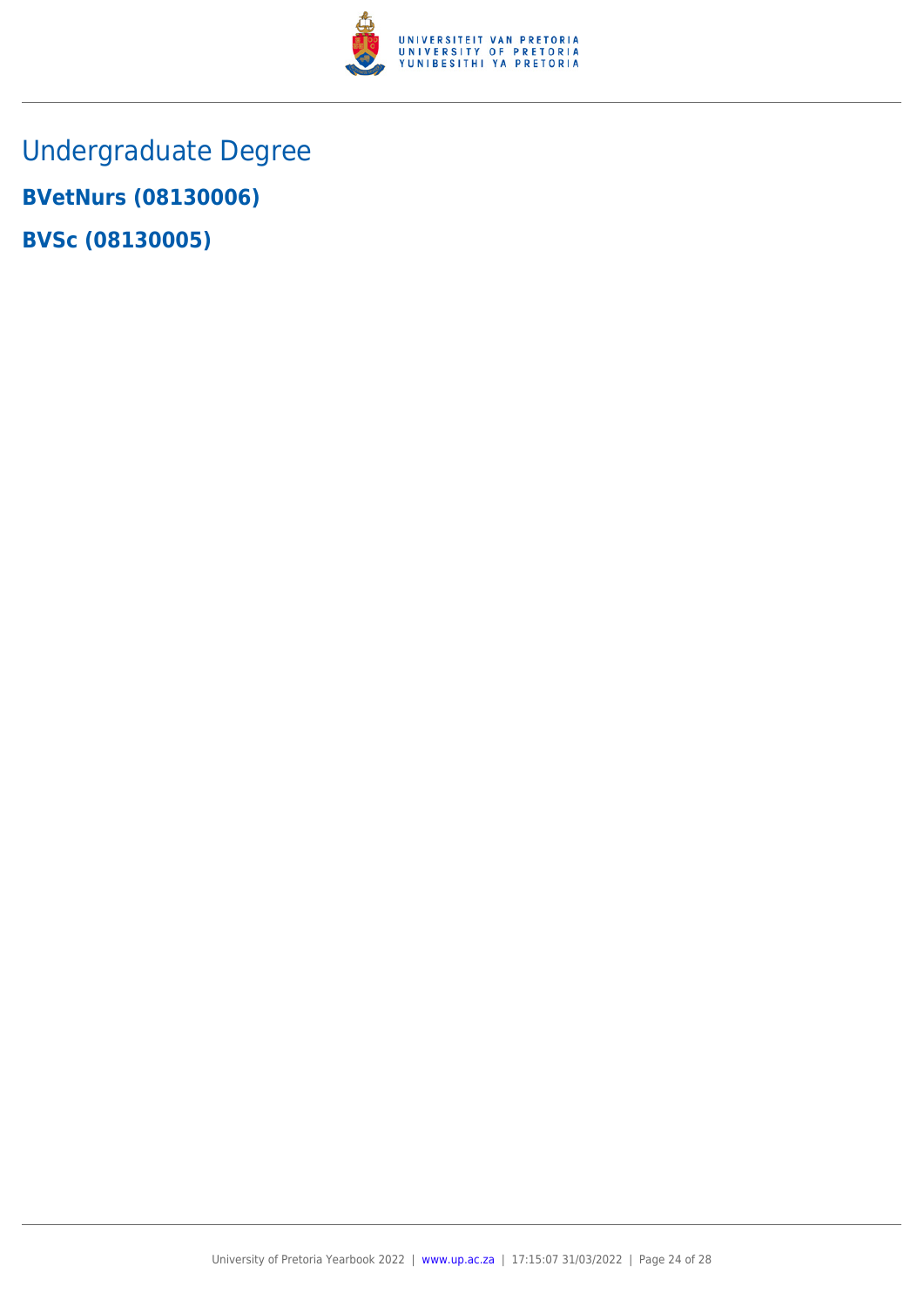## Undergraduate Degree

**BVetNurs (08130006)**

**BVSc (08130005)**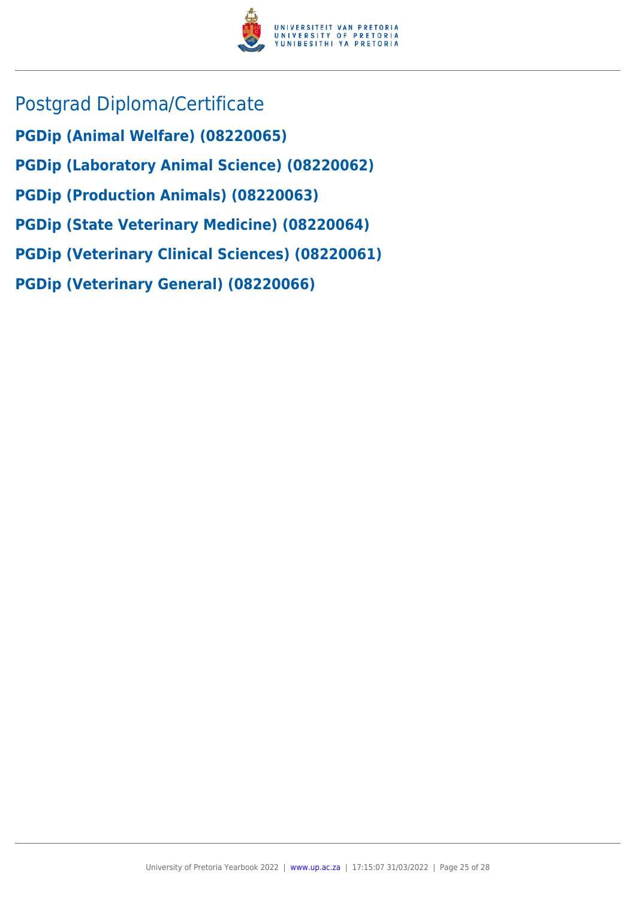# Postgrad Diploma/Certificate

**PGDip (Animal Welfare) (08220065)**

**PGDip (Laboratory Animal Science) (08220062)**

**PGDip (Production Animals) (08220063)**

**PGDip (State Veterinary Medicine) (08220064)**

**PGDip (Veterinary Clinical Sciences) (08220061)**

**PGDip (Veterinary General) (08220066)**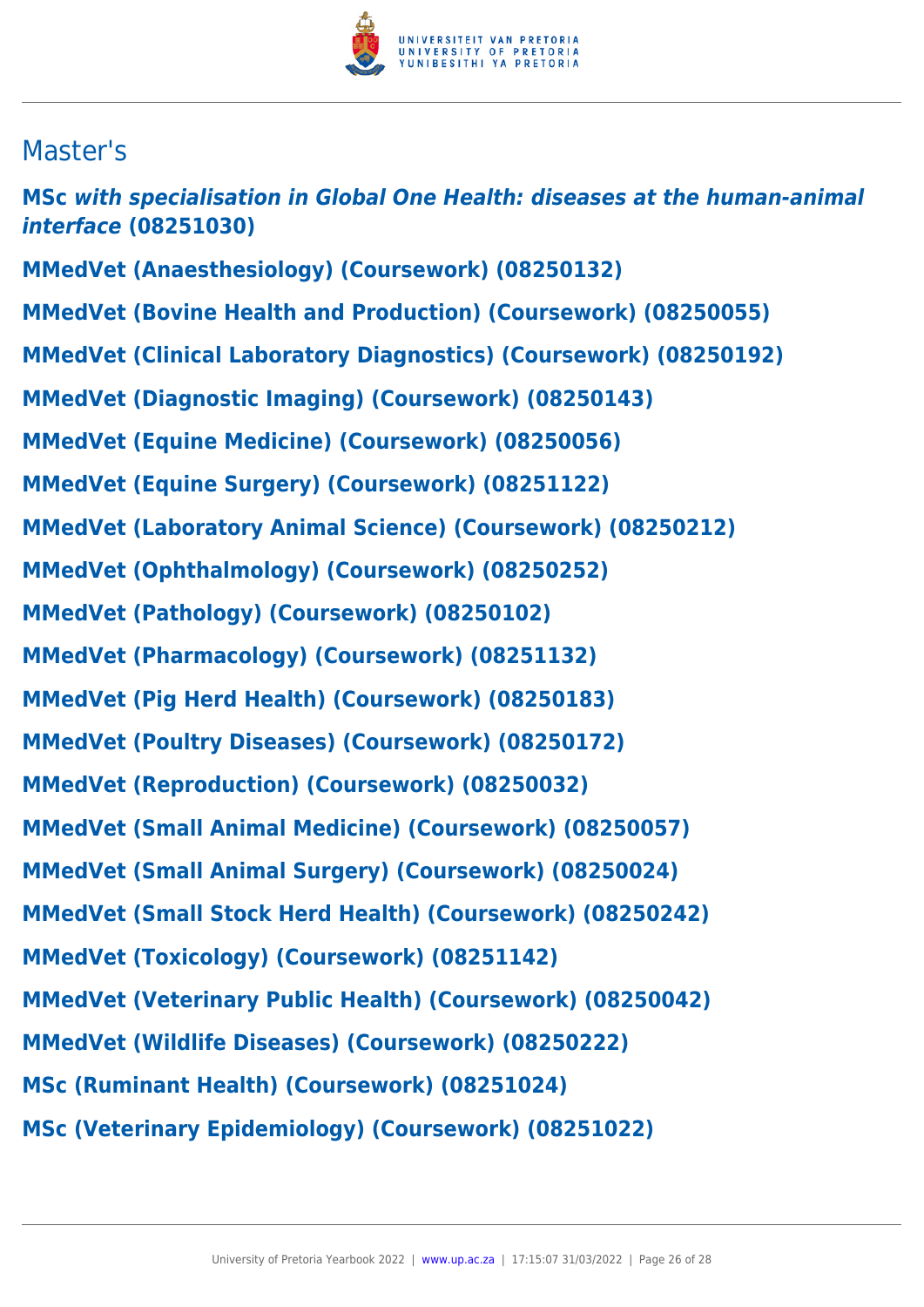## Master's

**MSc *with specialisation in Global One Health: diseases at the human-animal interface* (08251030)**

**MMedVet (Anaesthesiology) (Coursework) (08250132)**

**MMedVet (Bovine Health and Production) (Coursework) (08250055)**

**MMedVet (Clinical Laboratory Diagnostics) (Coursework) (08250192)**

**MMedVet (Diagnostic Imaging) (Coursework) (08250143)**

**MMedVet (Equine Medicine) (Coursework) (08250056)**

**MMedVet (Equine Surgery) (Coursework) (08251122)**

**MMedVet (Laboratory Animal Science) (Coursework) (08250212)**

**MMedVet (Ophthalmology) (Coursework) (08250252)**

**MMedVet (Pathology) (Coursework) (08250102)**

**MMedVet (Pharmacology) (Coursework) (08251132)**

**MMedVet (Pig Herd Health) (Coursework) (08250183)**

**MMedVet (Poultry Diseases) (Coursework) (08250172)**

**MMedVet (Reproduction) (Coursework) (08250032)**

**MMedVet (Small Animal Medicine) (Coursework) (08250057)**

**MMedVet (Small Animal Surgery) (Coursework) (08250024)**

**MMedVet (Small Stock Herd Health) (Coursework) (08250242)**

**MMedVet (Toxicology) (Coursework) (08251142)**

**MMedVet (Veterinary Public Health) (Coursework) (08250042)**

**MMedVet (Wildlife Diseases) (Coursework) (08250222)**

**MSc (Ruminant Health) (Coursework) (08251024)**

**MSc (Veterinary Epidemiology) (Coursework) (08251022)**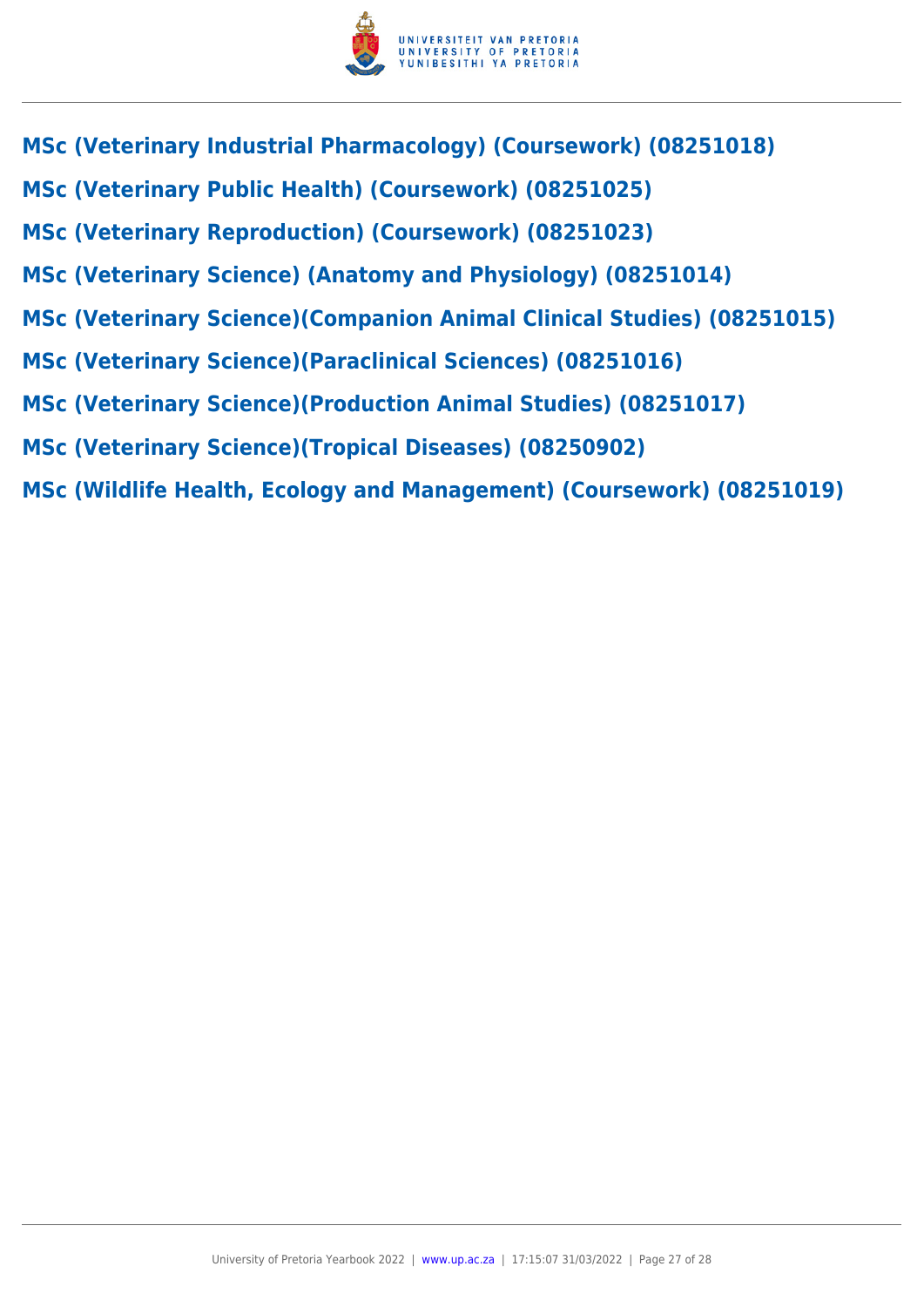**MSc (Veterinary Industrial Pharmacology) (Coursework) (08251018)**

**MSc (Veterinary Public Health) (Coursework) (08251025)**

**MSc (Veterinary Reproduction) (Coursework) (08251023)**

**MSc (Veterinary Science) (Anatomy and Physiology) (08251014)**

**MSc (Veterinary Science)(Companion Animal Clinical Studies) (08251015)**

**MSc (Veterinary Science)(Paraclinical Sciences) (08251016)**

**MSc (Veterinary Science)(Production Animal Studies) (08251017)**

**MSc (Veterinary Science)(Tropical Diseases) (08250902)**

**MSc (Wildlife Health, Ecology and Management) (Coursework) (08251019)**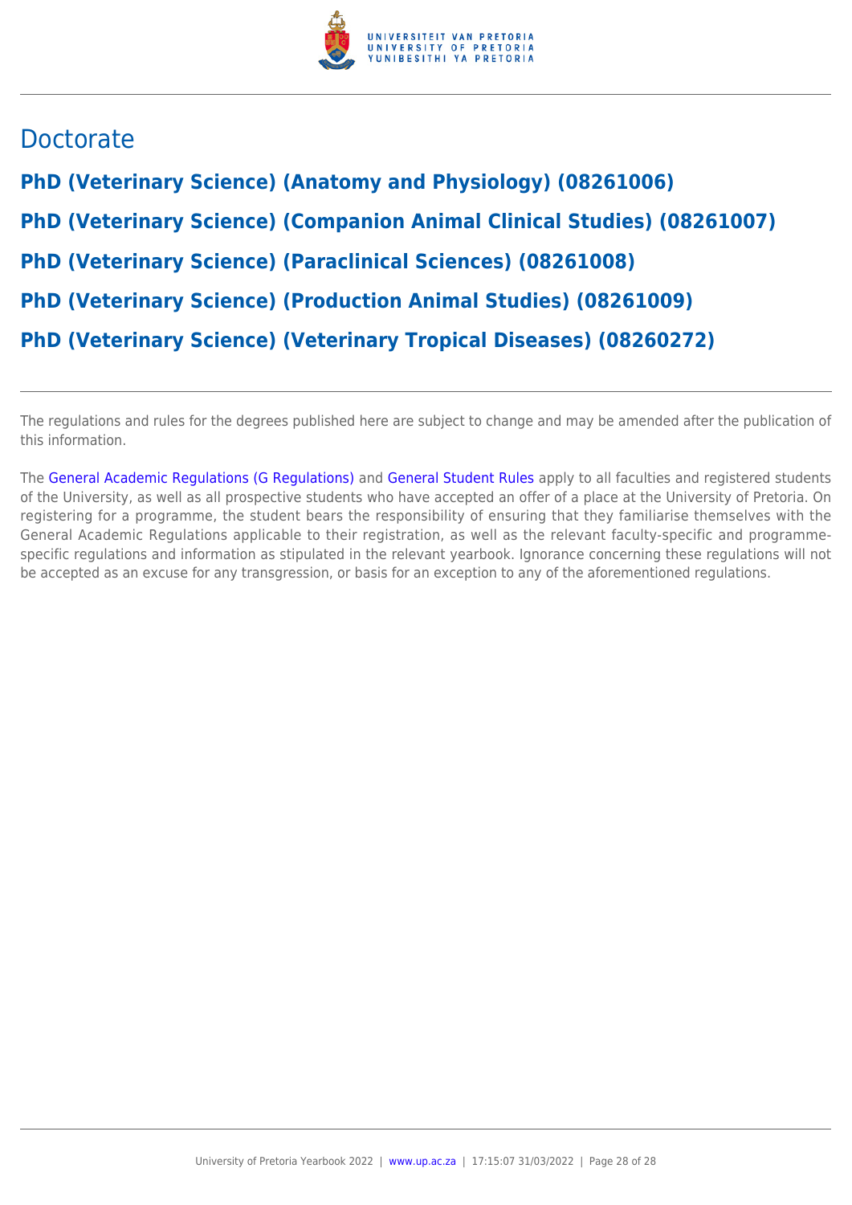# Doctorate

## PhD (Veterinary Science) (Anatomy and Physiology) (08261006)

## PhD (Veterinary Science) (Companion Animal Clinical Studies) (08261007)

## PhD (Veterinary Science) (Paraclinical Sciences) (08261008)

## PhD (Veterinary Science) (Production Animal Studies) (08261009)

## PhD (Veterinary Science) (Veterinary Tropical Diseases) (08260272)

---

The regulations and rules for the degrees published here are subject to change and may be amended after the publication of this information.

The General Academic Regulations (G Regulations) and General Student Rules apply to all faculties and registered students of the University, as well as all prospective students who have accepted an offer of a place at the University of Pretoria. On registering for a programme, the student bears the responsibility of ensuring that they familiarise themselves with the General Academic Regulations applicable to their registration, as well as the relevant faculty-specific and programme-specific regulations and information as stipulated in the relevant yearbook. Ignorance concerning these regulations will not be accepted as an excuse for any transgression, or basis for an exception to any of the aforementioned regulations.